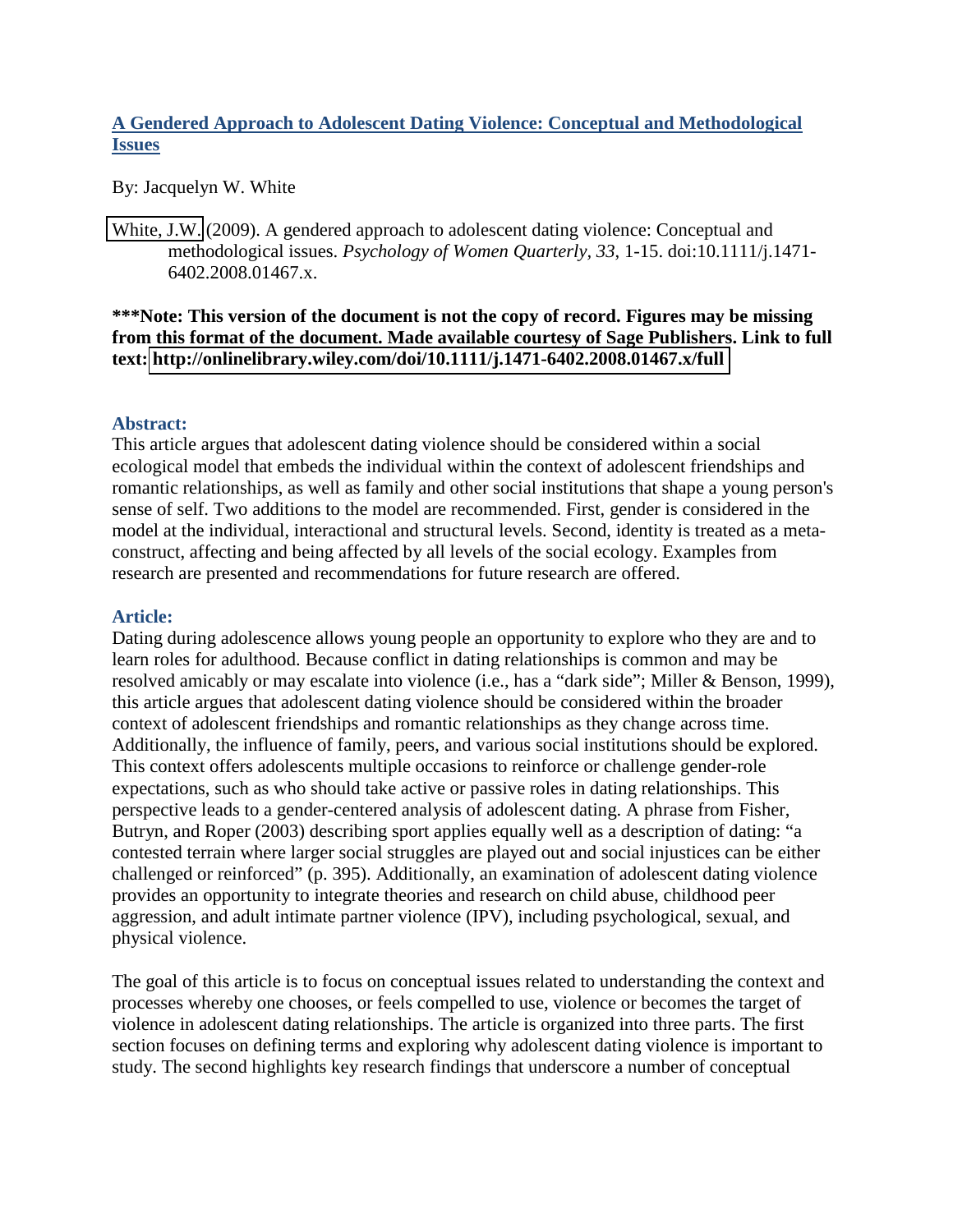# A Gendered Approach to Adolescent Dating Violence: Conceptual and Methodological Issues

By: Jacquelyn W. White

White, J.W. (2009). A gendered approach to adolescent dating violence: Conceptual and methodological issues. *Psychology of Women Quarterly, 33*, 1-15. doi:10.1111/j.1471-6402.2008.01467.x.

**\*\*\*Note: This version of the document is not the copy of record. Figures may be missing from this format of the document. Made available courtesy of Sage Publishers. Link to full text: http://onlinelibrary.wiley.com/doi/10.1111/j.1471-6402.2008.01467.x/full**

## Abstract:

This article argues that adolescent dating violence should be considered within a social ecological model that embeds the individual within the context of adolescent friendships and romantic relationships, as well as family and other social institutions that shape a young person's sense of self. Two additions to the model are recommended. First, gender is considered in the model at the individual, interactional and structural levels. Second, identity is treated as a meta-construct, affecting and being affected by all levels of the social ecology. Examples from research are presented and recommendations for future research are offered.

## Article:

Dating during adolescence allows young people an opportunity to explore who they are and to learn roles for adulthood. Because conflict in dating relationships is common and may be resolved amicably or may escalate into violence (i.e., has a "dark side"; Miller & Benson, 1999), this article argues that adolescent dating violence should be considered within the broader context of adolescent friendships and romantic relationships as they change across time. Additionally, the influence of family, peers, and various social institutions should be explored. This context offers adolescents multiple occasions to reinforce or challenge gender-role expectations, such as who should take active or passive roles in dating relationships. This perspective leads to a gender-centered analysis of adolescent dating. A phrase from Fisher, Butryn, and Roper (2003) describing sport applies equally well as a description of dating: "a contested terrain where larger social struggles are played out and social injustices can be either challenged or reinforced" (p. 395). Additionally, an examination of adolescent dating violence provides an opportunity to integrate theories and research on child abuse, childhood peer aggression, and adult intimate partner violence (IPV), including psychological, sexual, and physical violence.

The goal of this article is to focus on conceptual issues related to understanding the context and processes whereby one chooses, or feels compelled to use, violence or becomes the target of violence in adolescent dating relationships. The article is organized into three parts. The first section focuses on defining terms and exploring why adolescent dating violence is important to study. The second highlights key research findings that underscore a number of conceptual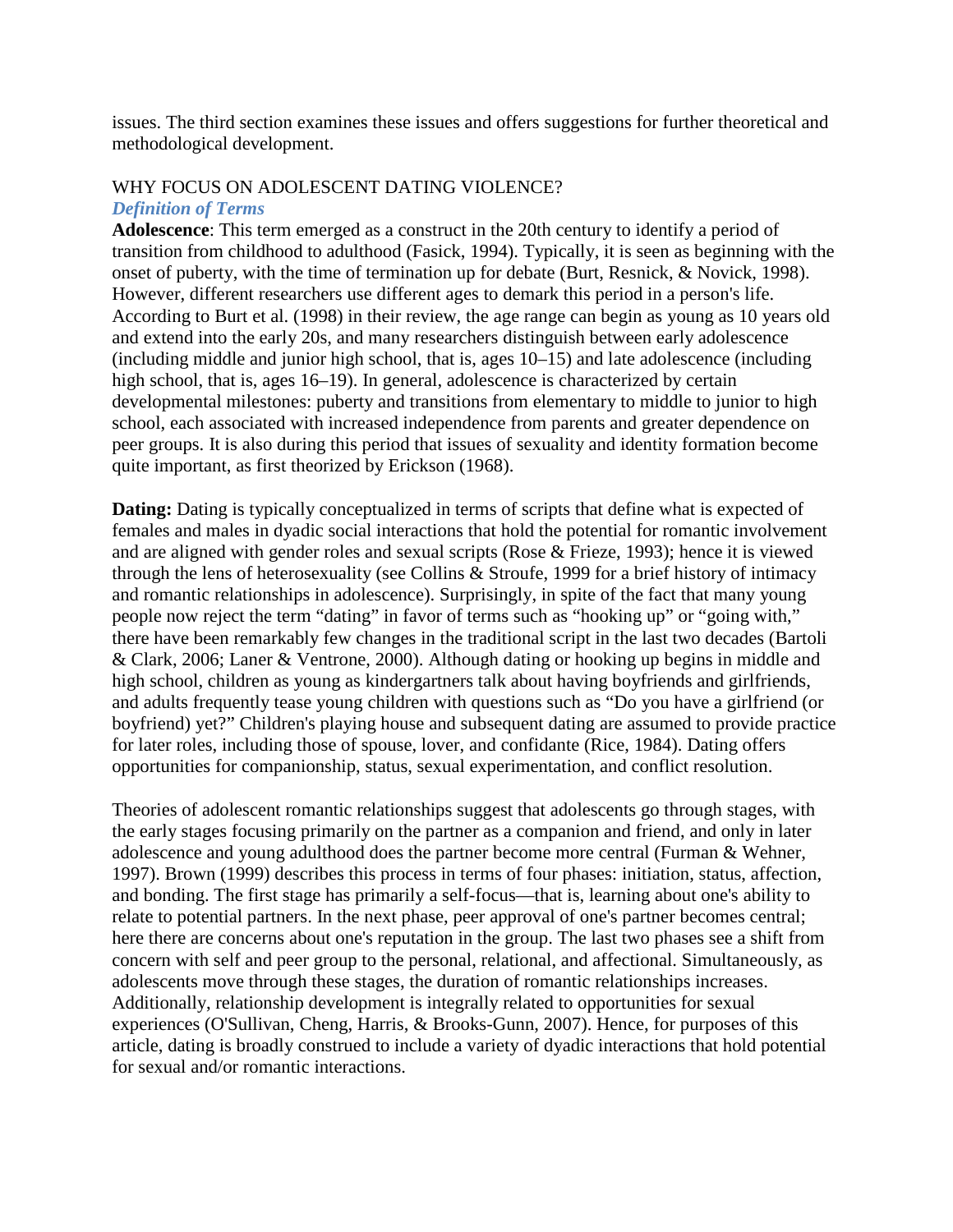issues. The third section examines these issues and offers suggestions for further theoretical and methodological development.

## WHY FOCUS ON ADOLESCENT DATING VIOLENCE?

### *Definition of Terms*

**Adolescence**: This term emerged as a construct in the 20th century to identify a period of transition from childhood to adulthood (Fasick, 1994). Typically, it is seen as beginning with the onset of puberty, with the time of termination up for debate (Burt, Resnick, & Novick, 1998). However, different researchers use different ages to demark this period in a person's life. According to Burt et al. (1998) in their review, the age range can begin as young as 10 years old and extend into the early 20s, and many researchers distinguish between early adolescence (including middle and junior high school, that is, ages 10–15) and late adolescence (including high school, that is, ages 16–19). In general, adolescence is characterized by certain developmental milestones: puberty and transitions from elementary to middle to junior to high school, each associated with increased independence from parents and greater dependence on peer groups. It is also during this period that issues of sexuality and identity formation become quite important, as first theorized by Erickson (1968).

**Dating:** Dating is typically conceptualized in terms of scripts that define what is expected of females and males in dyadic social interactions that hold the potential for romantic involvement and are aligned with gender roles and sexual scripts (Rose & Frieze, 1993); hence it is viewed through the lens of heterosexuality (see Collins & Stroufe, 1999 for a brief history of intimacy and romantic relationships in adolescence). Surprisingly, in spite of the fact that many young people now reject the term "dating" in favor of terms such as "hooking up" or "going with," there have been remarkably few changes in the traditional script in the last two decades (Bartoli & Clark, 2006; Laner & Ventrone, 2000). Although dating or hooking up begins in middle and high school, children as young as kindergartners talk about having boyfriends and girlfriends, and adults frequently tease young children with questions such as "Do you have a girlfriend (or boyfriend) yet?" Children's playing house and subsequent dating are assumed to provide practice for later roles, including those of spouse, lover, and confidante (Rice, 1984). Dating offers opportunities for companionship, status, sexual experimentation, and conflict resolution.

Theories of adolescent romantic relationships suggest that adolescents go through stages, with the early stages focusing primarily on the partner as a companion and friend, and only in later adolescence and young adulthood does the partner become more central (Furman & Wehner, 1997). Brown (1999) describes this process in terms of four phases: initiation, status, affection, and bonding. The first stage has primarily a self-focus—that is, learning about one's ability to relate to potential partners. In the next phase, peer approval of one's partner becomes central; here there are concerns about one's reputation in the group. The last two phases see a shift from concern with self and peer group to the personal, relational, and affectional. Simultaneously, as adolescents move through these stages, the duration of romantic relationships increases. Additionally, relationship development is integrally related to opportunities for sexual experiences (O'Sullivan, Cheng, Harris, & Brooks-Gunn, 2007). Hence, for purposes of this article, dating is broadly construed to include a variety of dyadic interactions that hold potential for sexual and/or romantic interactions.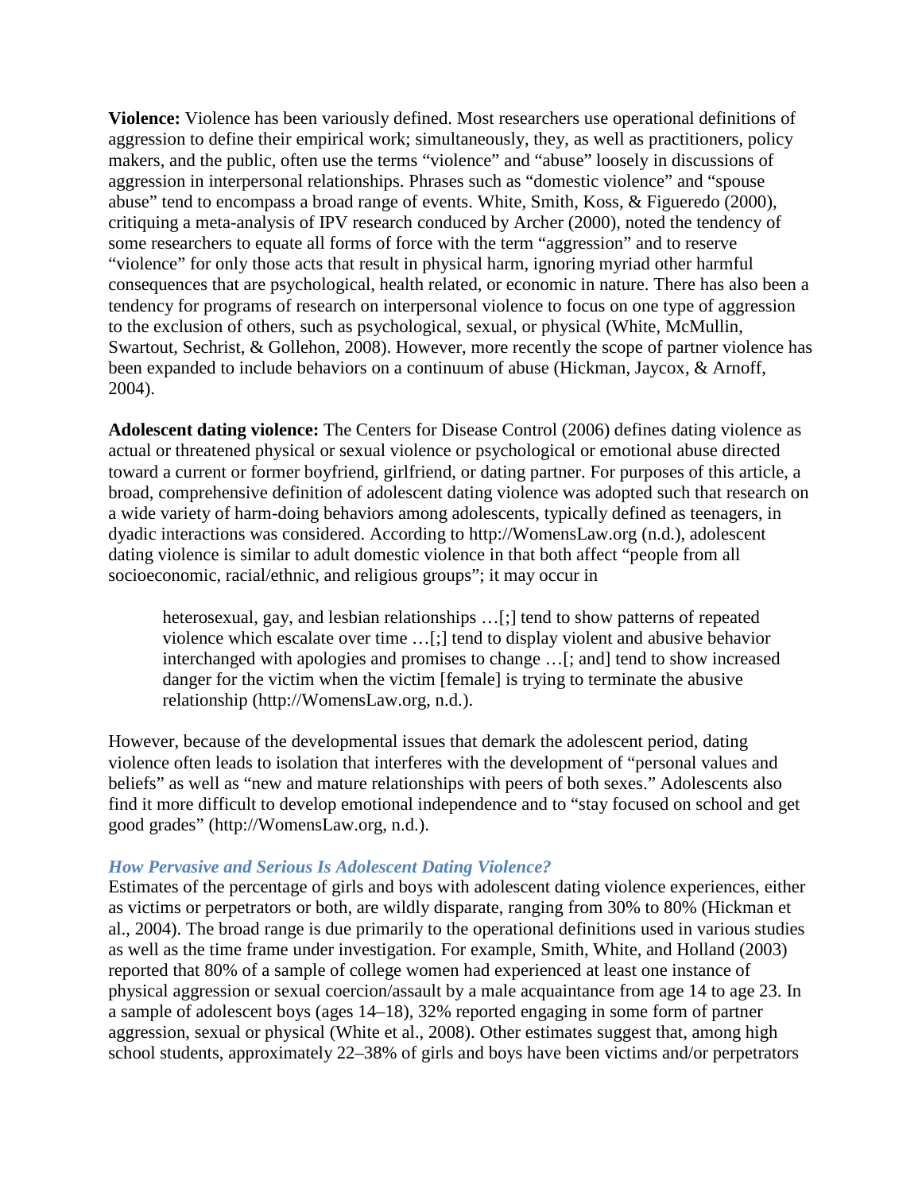**Violence:** Violence has been variously defined. Most researchers use operational definitions of aggression to define their empirical work; simultaneously, they, as well as practitioners, policy makers, and the public, often use the terms "violence" and "abuse" loosely in discussions of aggression in interpersonal relationships. Phrases such as "domestic violence" and "spouse abuse" tend to encompass a broad range of events. White, Smith, Koss, & Figueredo (2000), critiquing a meta-analysis of IPV research conduced by Archer (2000), noted the tendency of some researchers to equate all forms of force with the term "aggression" and to reserve "violence" for only those acts that result in physical harm, ignoring myriad other harmful consequences that are psychological, health related, or economic in nature. There has also been a tendency for programs of research on interpersonal violence to focus on one type of aggression to the exclusion of others, such as psychological, sexual, or physical (White, McMullin, Swartout, Sechrist, & Gollehon, 2008). However, more recently the scope of partner violence has been expanded to include behaviors on a continuum of abuse (Hickman, Jaycox, & Arnoff, 2004).

**Adolescent dating violence:** The Centers for Disease Control (2006) defines dating violence as actual or threatened physical or sexual violence or psychological or emotional abuse directed toward a current or former boyfriend, girlfriend, or dating partner. For purposes of this article, a broad, comprehensive definition of adolescent dating violence was adopted such that research on a wide variety of harm-doing behaviors among adolescents, typically defined as teenagers, in dyadic interactions was considered. According to http://WomensLaw.org (n.d.), adolescent dating violence is similar to adult domestic violence in that both affect "people from all socioeconomic, racial/ethnic, and religious groups"; it may occur in

> heterosexual, gay, and lesbian relationships …[;] tend to show patterns of repeated violence which escalate over time …[;] tend to display violent and abusive behavior interchanged with apologies and promises to change …[; and] tend to show increased danger for the victim when the victim [female] is trying to terminate the abusive relationship (http://WomensLaw.org, n.d.).

However, because of the developmental issues that demark the adolescent period, dating violence often leads to isolation that interferes with the development of "personal values and beliefs" as well as "new and mature relationships with peers of both sexes." Adolescents also find it more difficult to develop emotional independence and to "stay focused on school and get good grades" (http://WomensLaw.org, n.d.).

### *How Pervasive and Serious Is Adolescent Dating Violence?*

Estimates of the percentage of girls and boys with adolescent dating violence experiences, either as victims or perpetrators or both, are wildly disparate, ranging from 30% to 80% (Hickman et al., 2004). The broad range is due primarily to the operational definitions used in various studies as well as the time frame under investigation. For example, Smith, White, and Holland (2003) reported that 80% of a sample of college women had experienced at least one instance of physical aggression or sexual coercion/assault by a male acquaintance from age 14 to age 23. In a sample of adolescent boys (ages 14–18), 32% reported engaging in some form of partner aggression, sexual or physical (White et al., 2008). Other estimates suggest that, among high school students, approximately 22–38% of girls and boys have been victims and/or perpetrators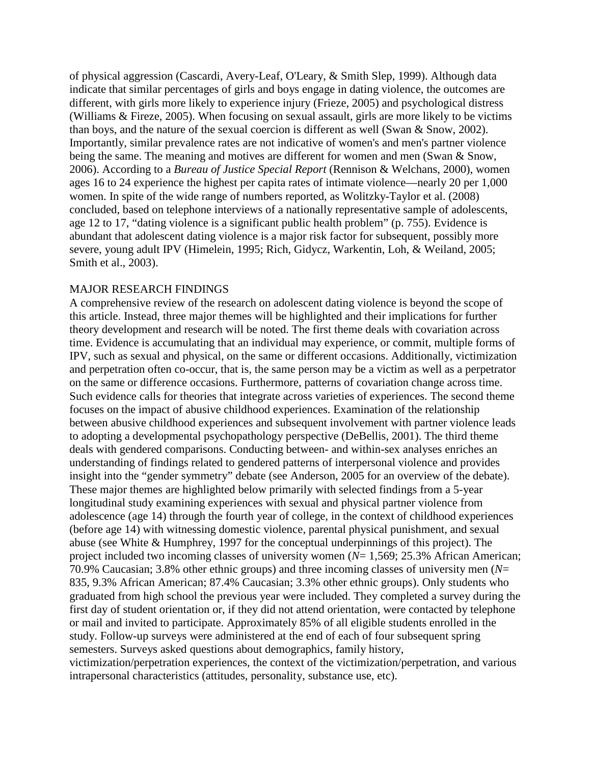of physical aggression (Cascardi, Avery-Leaf, O'Leary, & Smith Slep, 1999). Although data indicate that similar percentages of girls and boys engage in dating violence, the outcomes are different, with girls more likely to experience injury (Frieze, 2005) and psychological distress (Williams & Fireze, 2005). When focusing on sexual assault, girls are more likely to be victims than boys, and the nature of the sexual coercion is different as well (Swan & Snow, 2002). Importantly, similar prevalence rates are not indicative of women's and men's partner violence being the same. The meaning and motives are different for women and men (Swan & Snow, 2006). According to a *Bureau of Justice Special Report* (Rennison & Welchans, 2000), women ages 16 to 24 experience the highest per capita rates of intimate violence—nearly 20 per 1,000 women. In spite of the wide range of numbers reported, as Wolitzky-Taylor et al. (2008) concluded, based on telephone interviews of a nationally representative sample of adolescents, age 12 to 17, "dating violence is a significant public health problem" (p. 755). Evidence is abundant that adolescent dating violence is a major risk factor for subsequent, possibly more severe, young adult IPV (Himelein, 1995; Rich, Gidycz, Warkentin, Loh, & Weiland, 2005; Smith et al., 2003).

## MAJOR RESEARCH FINDINGS

A comprehensive review of the research on adolescent dating violence is beyond the scope of this article. Instead, three major themes will be highlighted and their implications for further theory development and research will be noted. The first theme deals with covariation across time. Evidence is accumulating that an individual may experience, or commit, multiple forms of IPV, such as sexual and physical, on the same or different occasions. Additionally, victimization and perpetration often co-occur, that is, the same person may be a victim as well as a perpetrator on the same or difference occasions. Furthermore, patterns of covariation change across time. Such evidence calls for theories that integrate across varieties of experiences. The second theme focuses on the impact of abusive childhood experiences. Examination of the relationship between abusive childhood experiences and subsequent involvement with partner violence leads to adopting a developmental psychopathology perspective (DeBellis, 2001). The third theme deals with gendered comparisons. Conducting between- and within-sex analyses enriches an understanding of findings related to gendered patterns of interpersonal violence and provides insight into the "gender symmetry" debate (see Anderson, 2005 for an overview of the debate). These major themes are highlighted below primarily with selected findings from a 5-year longitudinal study examining experiences with sexual and physical partner violence from adolescence (age 14) through the fourth year of college, in the context of childhood experiences (before age 14) with witnessing domestic violence, parental physical punishment, and sexual abuse (see White & Humphrey, 1997 for the conceptual underpinnings of this project). The project included two incoming classes of university women (*N*= 1,569; 25.3% African American; 70.9% Caucasian; 3.8% other ethnic groups) and three incoming classes of university men (*N*= 835, 9.3% African American; 87.4% Caucasian; 3.3% other ethnic groups). Only students who graduated from high school the previous year were included. They completed a survey during the first day of student orientation or, if they did not attend orientation, were contacted by telephone or mail and invited to participate. Approximately 85% of all eligible students enrolled in the study. Follow-up surveys were administered at the end of each of four subsequent spring semesters. Surveys asked questions about demographics, family history, victimization/perpetration experiences, the context of the victimization/perpetration, and various intrapersonal characteristics (attitudes, personality, substance use, etc).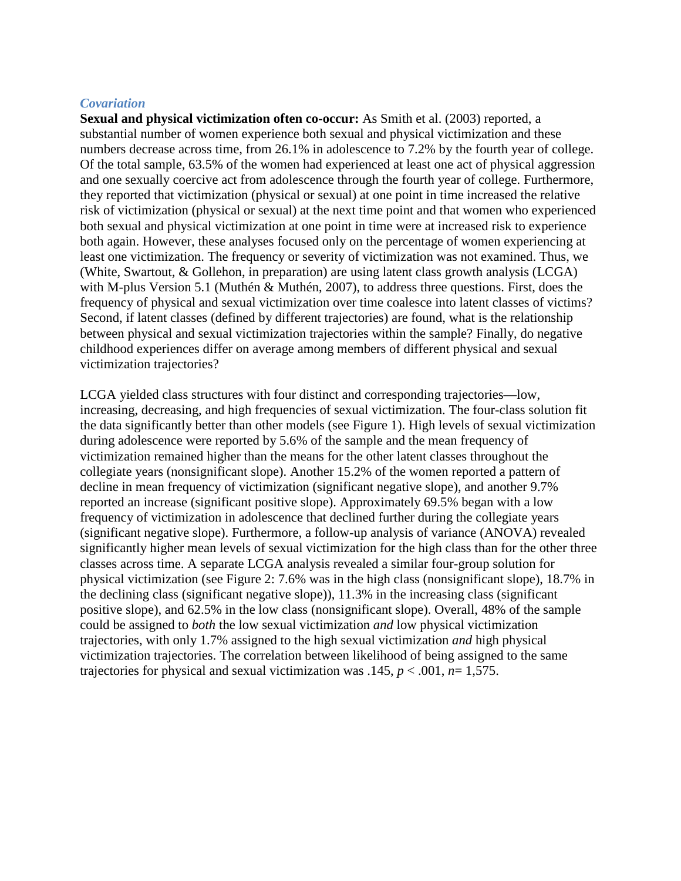### *Covariation*

**Sexual and physical victimization often co-occur:** As Smith et al. (2003) reported, a substantial number of women experience both sexual and physical victimization and these numbers decrease across time, from 26.1% in adolescence to 7.2% by the fourth year of college. Of the total sample, 63.5% of the women had experienced at least one act of physical aggression and one sexually coercive act from adolescence through the fourth year of college. Furthermore, they reported that victimization (physical or sexual) at one point in time increased the relative risk of victimization (physical or sexual) at the next time point and that women who experienced both sexual and physical victimization at one point in time were at increased risk to experience both again. However, these analyses focused only on the percentage of women experiencing at least one victimization. The frequency or severity of victimization was not examined. Thus, we (White, Swartout, & Gollehon, in preparation) are using latent class growth analysis (LCGA) with M-plus Version 5.1 (Muthén & Muthén, 2007), to address three questions. First, does the frequency of physical and sexual victimization over time coalesce into latent classes of victims? Second, if latent classes (defined by different trajectories) are found, what is the relationship between physical and sexual victimization trajectories within the sample? Finally, do negative childhood experiences differ on average among members of different physical and sexual victimization trajectories?

LCGA yielded class structures with four distinct and corresponding trajectories—low, increasing, decreasing, and high frequencies of sexual victimization. The four-class solution fit the data significantly better than other models (see Figure 1). High levels of sexual victimization during adolescence were reported by 5.6% of the sample and the mean frequency of victimization remained higher than the means for the other latent classes throughout the collegiate years (nonsignificant slope). Another 15.2% of the women reported a pattern of decline in mean frequency of victimization (significant negative slope), and another 9.7% reported an increase (significant positive slope). Approximately 69.5% began with a low frequency of victimization in adolescence that declined further during the collegiate years (significant negative slope). Furthermore, a follow-up analysis of variance (ANOVA) revealed significantly higher mean levels of sexual victimization for the high class than for the other three classes across time. A separate LCGA analysis revealed a similar four-group solution for physical victimization (see Figure 2: 7.6% was in the high class (nonsignificant slope), 18.7% in the declining class (significant negative slope)), 11.3% in the increasing class (significant positive slope), and 62.5% in the low class (nonsignificant slope). Overall, 48% of the sample could be assigned to *both* the low sexual victimization *and* low physical victimization trajectories, with only 1.7% assigned to the high sexual victimization *and* high physical victimization trajectories. The correlation between likelihood of being assigned to the same trajectories for physical and sexual victimization was .145, $p < .001$, $n = 1,575$.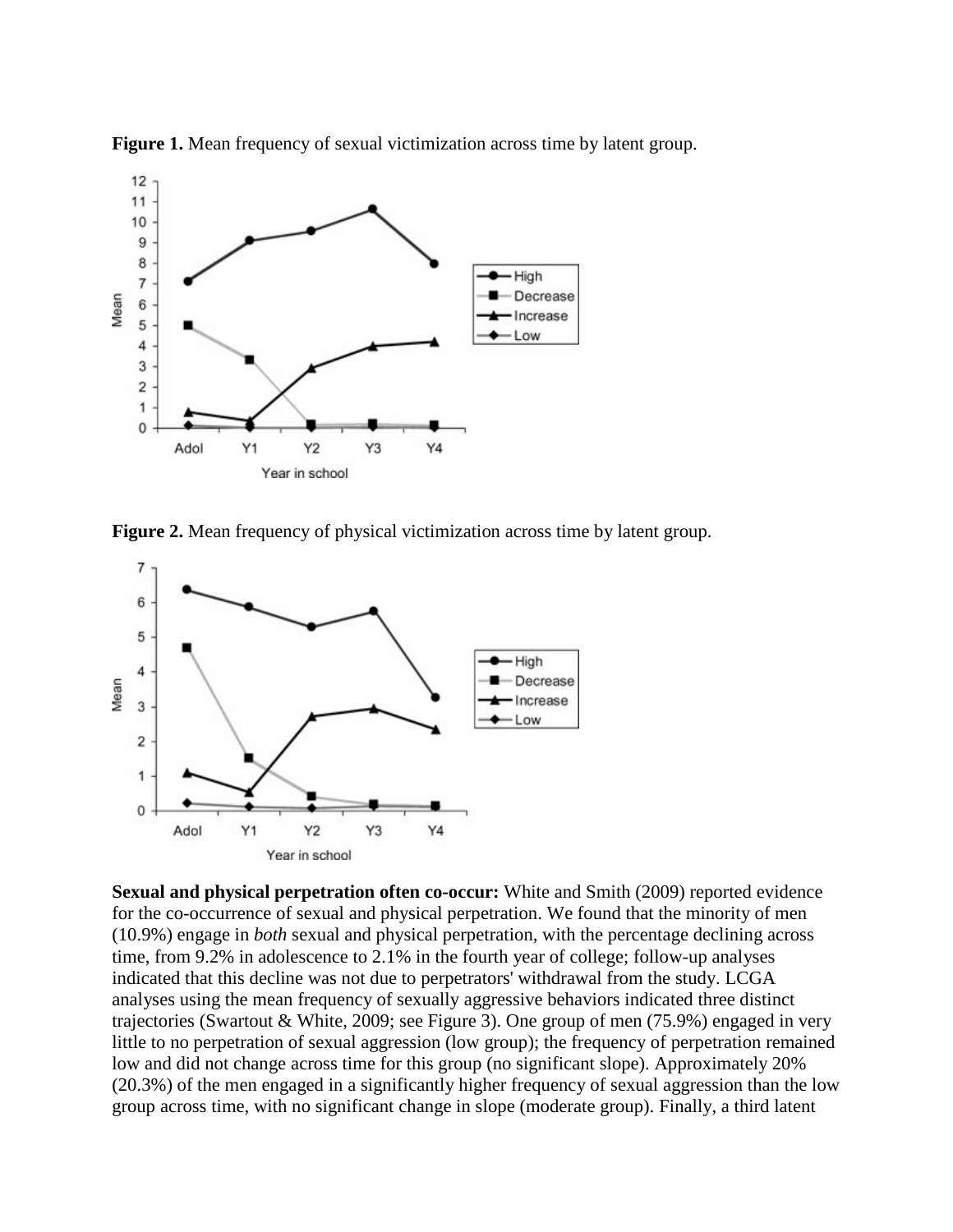**Figure 1.** Mean frequency of sexual victimization across time by latent group.

12
11
10
9
8
7
6
5
4
3
2
1
0

Mean

Adol Y1 Y2 Y3 Y4

Year in school

High
Decrease
Increase
Low

**Figure 2.** Mean frequency of physical victimization across time by latent group.

7
6
5
4
3
2
1
0

Mean

Adol Y1 Y2 Y3 Y4

Year in school

High
Decrease
Increase
Low

**Sexual and physical perpetration often co-occur:** White and Smith (2009) reported evidence for the co-occurrence of sexual and physical perpetration. We found that the minority of men (10.9%) engage in *both* sexual and physical perpetration, with the percentage declining across time, from 9.2% in adolescence to 2.1% in the fourth year of college; follow-up analyses indicated that this decline was not due to perpetrators' withdrawal from the study. LCGA analyses using the mean frequency of sexually aggressive behaviors indicated three distinct trajectories (Swartout & White, 2009; see Figure 3). One group of men (75.9%) engaged in very little to no perpetration of sexual aggression (low group); the frequency of perpetration remained low and did not change across time for this group (no significant slope). Approximately 20% (20.3%) of the men engaged in a significantly higher frequency of sexual aggression than the low group across time, with no significant change in slope (moderate group). Finally, a third latent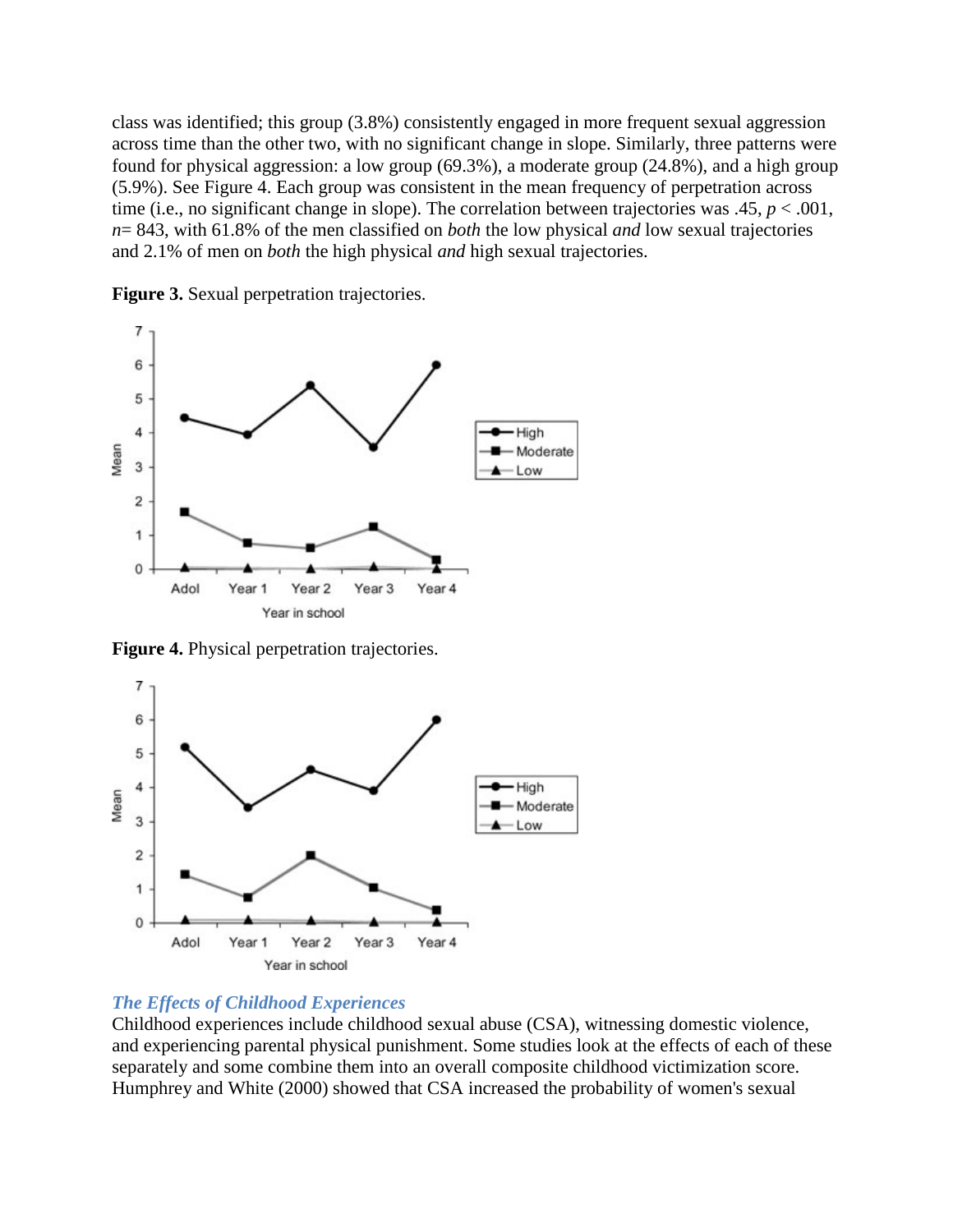class was identified; this group (3.8%) consistently engaged in more frequent sexual aggression across time than the other two, with no significant change in slope. Similarly, three patterns were found for physical aggression: a low group (69.3%), a moderate group (24.8%), and a high group (5.9%). See Figure 4. Each group was consistent in the mean frequency of perpetration across time (i.e., no significant change in slope). The correlation between trajectories was .45, $p < .001$, $n = 843$, with 61.8% of the men classified on *both* the low physical *and* low sexual trajectories and 2.1% of men on *both* the high physical *and* high sexual trajectories.

**Figure 3.** Sexual perpetration trajectories.

Mean
7
6
5
4
3
2
1
0
Adol
Year 1
Year 2
Year 3
Year 4
Year in school
High
Moderate
Low

**Figure 4.** Physical perpetration trajectories.

Mean
7
6
5
4
3
2
1
0
Adol
Year 1
Year 2
Year 3
Year 4
Year in school
High
Moderate
Low

### *The Effects of Childhood Experiences*

Childhood experiences include childhood sexual abuse (CSA), witnessing domestic violence, and experiencing parental physical punishment. Some studies look at the effects of each of these separately and some combine them into an overall composite childhood victimization score. Humphrey and White (2000) showed that CSA increased the probability of women's sexual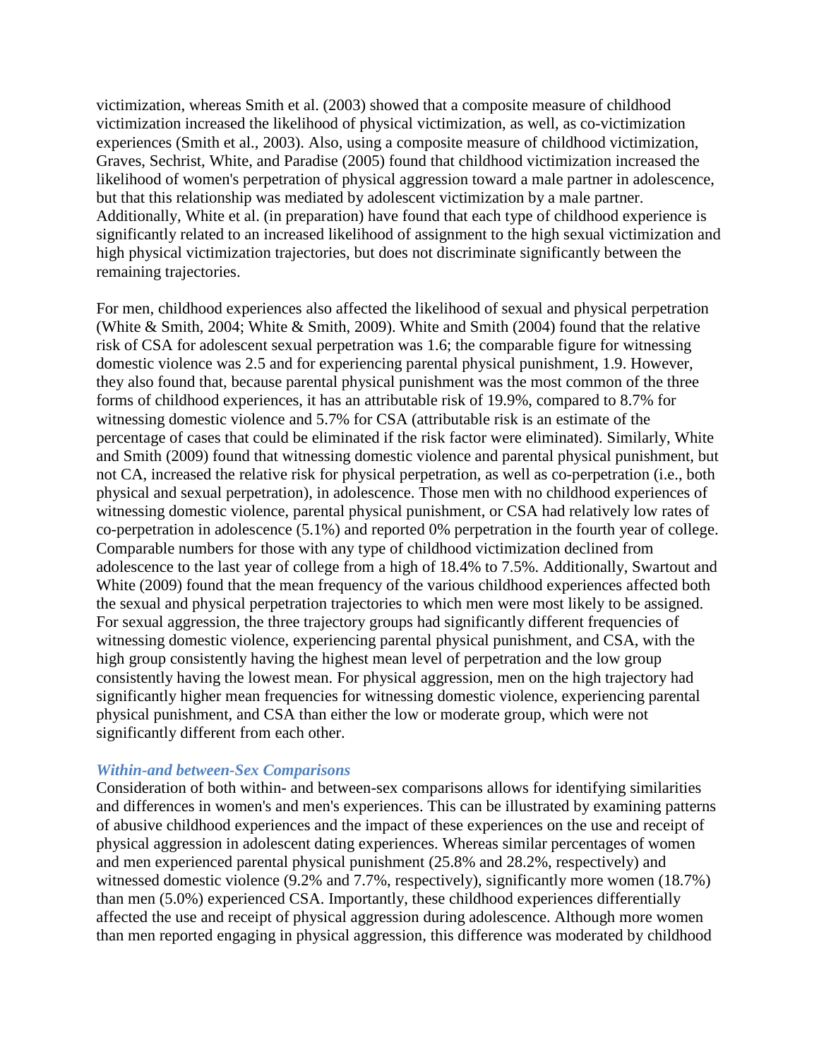victimization, whereas Smith et al. (2003) showed that a composite measure of childhood victimization increased the likelihood of physical victimization, as well, as co-victimization experiences (Smith et al., 2003). Also, using a composite measure of childhood victimization, Graves, Sechrist, White, and Paradise (2005) found that childhood victimization increased the likelihood of women's perpetration of physical aggression toward a male partner in adolescence, but that this relationship was mediated by adolescent victimization by a male partner. Additionally, White et al. (in preparation) have found that each type of childhood experience is significantly related to an increased likelihood of assignment to the high sexual victimization and high physical victimization trajectories, but does not discriminate significantly between the remaining trajectories.

For men, childhood experiences also affected the likelihood of sexual and physical perpetration (White & Smith, 2004; White & Smith, 2009). White and Smith (2004) found that the relative risk of CSA for adolescent sexual perpetration was 1.6; the comparable figure for witnessing domestic violence was 2.5 and for experiencing parental physical punishment, 1.9. However, they also found that, because parental physical punishment was the most common of the three forms of childhood experiences, it has an attributable risk of 19.9%, compared to 8.7% for witnessing domestic violence and 5.7% for CSA (attributable risk is an estimate of the percentage of cases that could be eliminated if the risk factor were eliminated). Similarly, White and Smith (2009) found that witnessing domestic violence and parental physical punishment, but not CA, increased the relative risk for physical perpetration, as well as co-perpetration (i.e., both physical and sexual perpetration), in adolescence. Those men with no childhood experiences of witnessing domestic violence, parental physical punishment, or CSA had relatively low rates of co-perpetration in adolescence (5.1%) and reported 0% perpetration in the fourth year of college. Comparable numbers for those with any type of childhood victimization declined from adolescence to the last year of college from a high of 18.4% to 7.5%. Additionally, Swartout and White (2009) found that the mean frequency of the various childhood experiences affected both the sexual and physical perpetration trajectories to which men were most likely to be assigned. For sexual aggression, the three trajectory groups had significantly different frequencies of witnessing domestic violence, experiencing parental physical punishment, and CSA, with the high group consistently having the highest mean level of perpetration and the low group consistently having the lowest mean. For physical aggression, men on the high trajectory had significantly higher mean frequencies for witnessing domestic violence, experiencing parental physical punishment, and CSA than either the low or moderate group, which were not significantly different from each other.

### *Within-and between-Sex Comparisons*

Consideration of both within- and between-sex comparisons allows for identifying similarities and differences in women's and men's experiences. This can be illustrated by examining patterns of abusive childhood experiences and the impact of these experiences on the use and receipt of physical aggression in adolescent dating experiences. Whereas similar percentages of women and men experienced parental physical punishment (25.8% and 28.2%, respectively) and witnessed domestic violence (9.2% and 7.7%, respectively), significantly more women (18.7%) than men (5.0%) experienced CSA. Importantly, these childhood experiences differentially affected the use and receipt of physical aggression during adolescence. Although more women than men reported engaging in physical aggression, this difference was moderated by childhood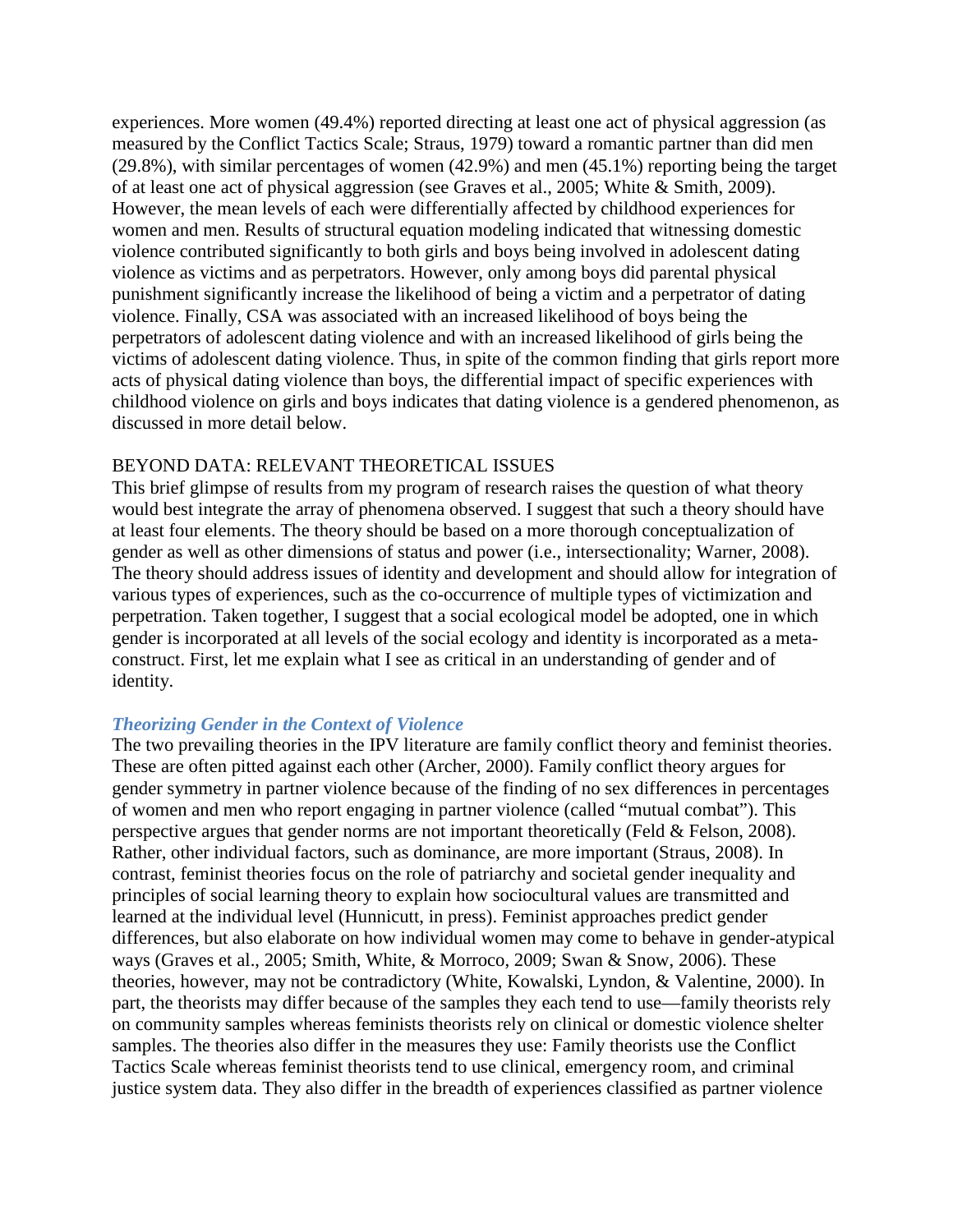experiences. More women (49.4%) reported directing at least one act of physical aggression (as measured by the Conflict Tactics Scale; Straus, 1979) toward a romantic partner than did men (29.8%), with similar percentages of women (42.9%) and men (45.1%) reporting being the target of at least one act of physical aggression (see Graves et al., 2005; White & Smith, 2009). However, the mean levels of each were differentially affected by childhood experiences for women and men. Results of structural equation modeling indicated that witnessing domestic violence contributed significantly to both girls and boys being involved in adolescent dating violence as victims and as perpetrators. However, only among boys did parental physical punishment significantly increase the likelihood of being a victim and a perpetrator of dating violence. Finally, CSA was associated with an increased likelihood of boys being the perpetrators of adolescent dating violence and with an increased likelihood of girls being the victims of adolescent dating violence. Thus, in spite of the common finding that girls report more acts of physical dating violence than boys, the differential impact of specific experiences with childhood violence on girls and boys indicates that dating violence is a gendered phenomenon, as discussed in more detail below.

## BEYOND DATA: RELEVANT THEORETICAL ISSUES

This brief glimpse of results from my program of research raises the question of what theory would best integrate the array of phenomena observed. I suggest that such a theory should have at least four elements. The theory should be based on a more thorough conceptualization of gender as well as other dimensions of status and power (i.e., intersectionality; Warner, 2008). The theory should address issues of identity and development and should allow for integration of various types of experiences, such as the co-occurrence of multiple types of victimization and perpetration. Taken together, I suggest that a social ecological model be adopted, one in which gender is incorporated at all levels of the social ecology and identity is incorporated as a meta-construct. First, let me explain what I see as critical in an understanding of gender and of identity.

### *Theorizing Gender in the Context of Violence*

The two prevailing theories in the IPV literature are family conflict theory and feminist theories. These are often pitted against each other (Archer, 2000). Family conflict theory argues for gender symmetry in partner violence because of the finding of no sex differences in percentages of women and men who report engaging in partner violence (called "mutual combat"). This perspective argues that gender norms are not important theoretically (Feld & Felson, 2008). Rather, other individual factors, such as dominance, are more important (Straus, 2008). In contrast, feminist theories focus on the role of patriarchy and societal gender inequality and principles of social learning theory to explain how sociocultural values are transmitted and learned at the individual level (Hunnicutt, in press). Feminist approaches predict gender differences, but also elaborate on how individual women may come to behave in gender-atypical ways (Graves et al., 2005; Smith, White, & Morroco, 2009; Swan & Snow, 2006). These theories, however, may not be contradictory (White, Kowalski, Lyndon, & Valentine, 2000). In part, the theorists may differ because of the samples they each tend to use—family theorists rely on community samples whereas feminists theorists rely on clinical or domestic violence shelter samples. The theories also differ in the measures they use: Family theorists use the Conflict Tactics Scale whereas feminist theorists tend to use clinical, emergency room, and criminal justice system data. They also differ in the breadth of experiences classified as partner violence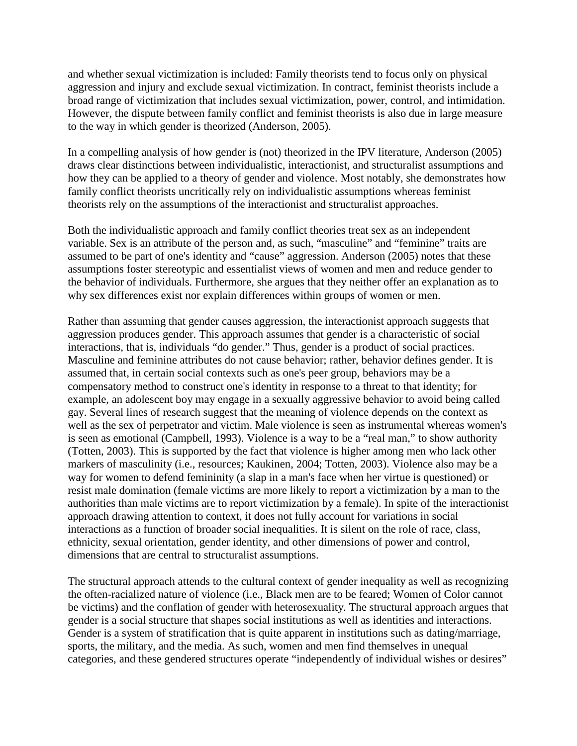and whether sexual victimization is included: Family theorists tend to focus only on physical aggression and injury and exclude sexual victimization. In contract, feminist theorists include a broad range of victimization that includes sexual victimization, power, control, and intimidation. However, the dispute between family conflict and feminist theorists is also due in large measure to the way in which gender is theorized (Anderson, 2005).

In a compelling analysis of how gender is (not) theorized in the IPV literature, Anderson (2005) draws clear distinctions between individualistic, interactionist, and structuralist assumptions and how they can be applied to a theory of gender and violence. Most notably, she demonstrates how family conflict theorists uncritically rely on individualistic assumptions whereas feminist theorists rely on the assumptions of the interactionist and structuralist approaches.

Both the individualistic approach and family conflict theories treat sex as an independent variable. Sex is an attribute of the person and, as such, "masculine" and "feminine" traits are assumed to be part of one's identity and "cause" aggression. Anderson (2005) notes that these assumptions foster stereotypic and essentialist views of women and men and reduce gender to the behavior of individuals. Furthermore, she argues that they neither offer an explanation as to why sex differences exist nor explain differences within groups of women or men.

Rather than assuming that gender causes aggression, the interactionist approach suggests that aggression produces gender. This approach assumes that gender is a characteristic of social interactions, that is, individuals "do gender." Thus, gender is a product of social practices. Masculine and feminine attributes do not cause behavior; rather, behavior defines gender. It is assumed that, in certain social contexts such as one's peer group, behaviors may be a compensatory method to construct one's identity in response to a threat to that identity; for example, an adolescent boy may engage in a sexually aggressive behavior to avoid being called gay. Several lines of research suggest that the meaning of violence depends on the context as well as the sex of perpetrator and victim. Male violence is seen as instrumental whereas women's is seen as emotional (Campbell, 1993). Violence is a way to be a "real man," to show authority (Totten, 2003). This is supported by the fact that violence is higher among men who lack other markers of masculinity (i.e., resources; Kaukinen, 2004; Totten, 2003). Violence also may be a way for women to defend femininity (a slap in a man's face when her virtue is questioned) or resist male domination (female victims are more likely to report a victimization by a man to the authorities than male victims are to report victimization by a female). In spite of the interactionist approach drawing attention to context, it does not fully account for variations in social interactions as a function of broader social inequalities. It is silent on the role of race, class, ethnicity, sexual orientation, gender identity, and other dimensions of power and control, dimensions that are central to structuralist assumptions.

The structural approach attends to the cultural context of gender inequality as well as recognizing the often-racialized nature of violence (i.e., Black men are to be feared; Women of Color cannot be victims) and the conflation of gender with heterosexuality. The structural approach argues that gender is a social structure that shapes social institutions as well as identities and interactions. Gender is a system of stratification that is quite apparent in institutions such as dating/marriage, sports, the military, and the media. As such, women and men find themselves in unequal categories, and these gendered structures operate "independently of individual wishes or desires"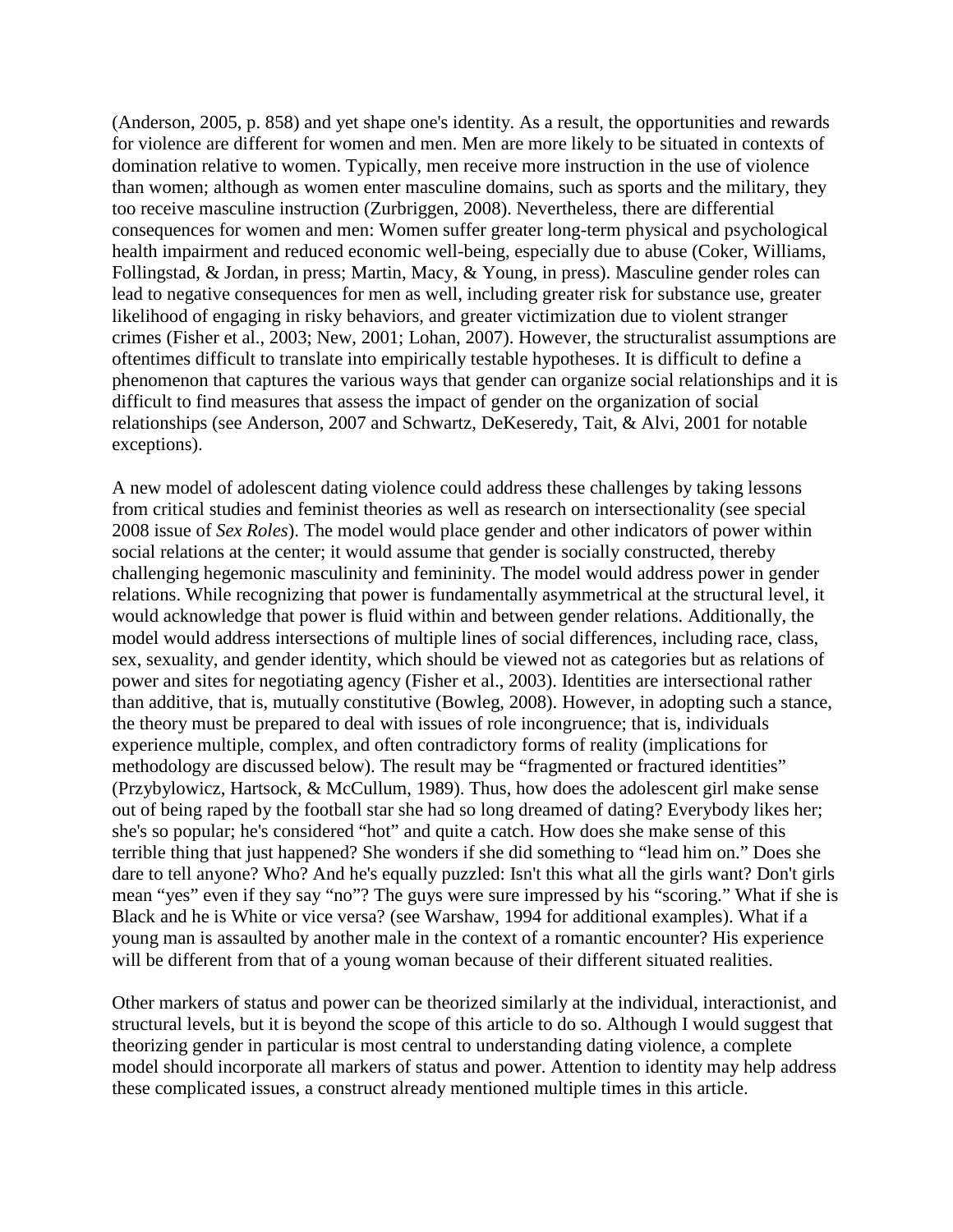(Anderson, 2005, p. 858) and yet shape one's identity. As a result, the opportunities and rewards for violence are different for women and men. Men are more likely to be situated in contexts of domination relative to women. Typically, men receive more instruction in the use of violence than women; although as women enter masculine domains, such as sports and the military, they too receive masculine instruction (Zurbriggen, 2008). Nevertheless, there are differential consequences for women and men: Women suffer greater long-term physical and psychological health impairment and reduced economic well-being, especially due to abuse (Coker, Williams, Follingstad, & Jordan, in press; Martin, Macy, & Young, in press). Masculine gender roles can lead to negative consequences for men as well, including greater risk for substance use, greater likelihood of engaging in risky behaviors, and greater victimization due to violent stranger crimes (Fisher et al., 2003; New, 2001; Lohan, 2007). However, the structuralist assumptions are oftentimes difficult to translate into empirically testable hypotheses. It is difficult to define a phenomenon that captures the various ways that gender can organize social relationships and it is difficult to find measures that assess the impact of gender on the organization of social relationships (see Anderson, 2007 and Schwartz, DeKeseredy, Tait, & Alvi, 2001 for notable exceptions).

A new model of adolescent dating violence could address these challenges by taking lessons from critical studies and feminist theories as well as research on intersectionality (see special 2008 issue of *Sex Roles*). The model would place gender and other indicators of power within social relations at the center; it would assume that gender is socially constructed, thereby challenging hegemonic masculinity and femininity. The model would address power in gender relations. While recognizing that power is fundamentally asymmetrical at the structural level, it would acknowledge that power is fluid within and between gender relations. Additionally, the model would address intersections of multiple lines of social differences, including race, class, sex, sexuality, and gender identity, which should be viewed not as categories but as relations of power and sites for negotiating agency (Fisher et al., 2003). Identities are intersectional rather than additive, that is, mutually constitutive (Bowleg, 2008). However, in adopting such a stance, the theory must be prepared to deal with issues of role incongruence; that is, individuals experience multiple, complex, and often contradictory forms of reality (implications for methodology are discussed below). The result may be "fragmented or fractured identities" (Przybylowicz, Hartsock, & McCullum, 1989). Thus, how does the adolescent girl make sense out of being raped by the football star she had so long dreamed of dating? Everybody likes her; she's so popular; he's considered "hot" and quite a catch. How does she make sense of this terrible thing that just happened? She wonders if she did something to "lead him on." Does she dare to tell anyone? Who? And he's equally puzzled: Isn't this what all the girls want? Don't girls mean "yes" even if they say "no"? The guys were sure impressed by his "scoring." What if she is Black and he is White or vice versa? (see Warshaw, 1994 for additional examples). What if a young man is assaulted by another male in the context of a romantic encounter? His experience will be different from that of a young woman because of their different situated realities.

Other markers of status and power can be theorized similarly at the individual, interactionist, and structural levels, but it is beyond the scope of this article to do so. Although I would suggest that theorizing gender in particular is most central to understanding dating violence, a complete model should incorporate all markers of status and power. Attention to identity may help address these complicated issues, a construct already mentioned multiple times in this article.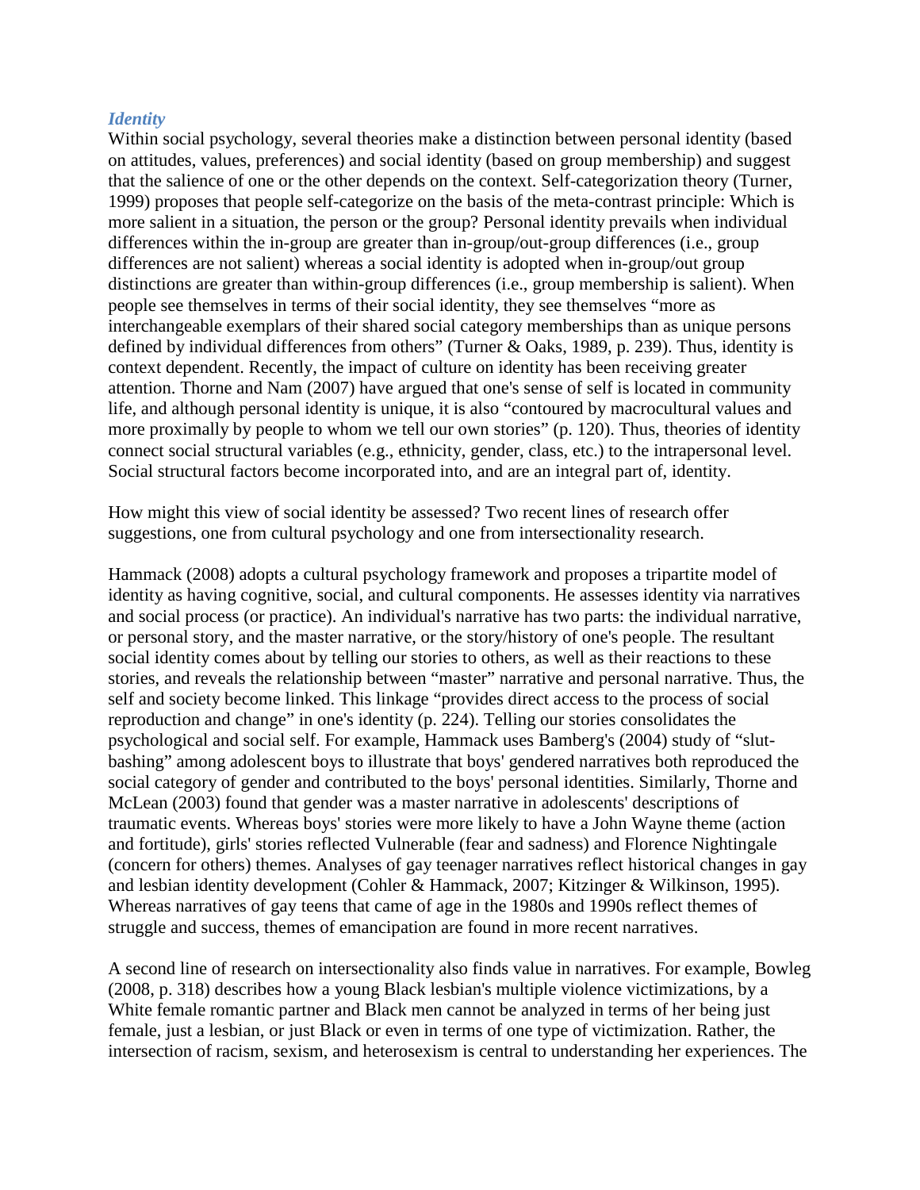### *Identity*

Within social psychology, several theories make a distinction between personal identity (based on attitudes, values, preferences) and social identity (based on group membership) and suggest that the salience of one or the other depends on the context. Self-categorization theory (Turner, 1999) proposes that people self-categorize on the basis of the meta-contrast principle: Which is more salient in a situation, the person or the group? Personal identity prevails when individual differences within the in-group are greater than in-group/out-group differences (i.e., group differences are not salient) whereas a social identity is adopted when in-group/out group distinctions are greater than within-group differences (i.e., group membership is salient). When people see themselves in terms of their social identity, they see themselves “more as interchangeable exemplars of their shared social category memberships than as unique persons defined by individual differences from others” (Turner & Oaks, 1989, p. 239). Thus, identity is context dependent. Recently, the impact of culture on identity has been receiving greater attention. Thorne and Nam (2007) have argued that one's sense of self is located in community life, and although personal identity is unique, it is also “contoured by macrocultural values and more proximally by people to whom we tell our own stories” (p. 120). Thus, theories of identity connect social structural variables (e.g., ethnicity, gender, class, etc.) to the intrapersonal level. Social structural factors become incorporated into, and are an integral part of, identity.

How might this view of social identity be assessed? Two recent lines of research offer suggestions, one from cultural psychology and one from intersectionality research.

Hammack (2008) adopts a cultural psychology framework and proposes a tripartite model of identity as having cognitive, social, and cultural components. He assesses identity via narratives and social process (or practice). An individual's narrative has two parts: the individual narrative, or personal story, and the master narrative, or the story/history of one's people. The resultant social identity comes about by telling our stories to others, as well as their reactions to these stories, and reveals the relationship between “master” narrative and personal narrative. Thus, the self and society become linked. This linkage “provides direct access to the process of social reproduction and change” in one's identity (p. 224). Telling our stories consolidates the psychological and social self. For example, Hammack uses Bamberg's (2004) study of “slut-bashing” among adolescent boys to illustrate that boys' gendered narratives both reproduced the social category of gender and contributed to the boys' personal identities. Similarly, Thorne and McLean (2003) found that gender was a master narrative in adolescents' descriptions of traumatic events. Whereas boys' stories were more likely to have a John Wayne theme (action and fortitude), girls' stories reflected Vulnerable (fear and sadness) and Florence Nightingale (concern for others) themes. Analyses of gay teenager narratives reflect historical changes in gay and lesbian identity development (Cohler & Hammack, 2007; Kitzinger & Wilkinson, 1995). Whereas narratives of gay teens that came of age in the 1980s and 1990s reflect themes of struggle and success, themes of emancipation are found in more recent narratives.

A second line of research on intersectionality also finds value in narratives. For example, Bowleg (2008, p. 318) describes how a young Black lesbian's multiple violence victimizations, by a White female romantic partner and Black men cannot be analyzed in terms of her being just female, just a lesbian, or just Black or even in terms of one type of victimization. Rather, the intersection of racism, sexism, and heterosexism is central to understanding her experiences. The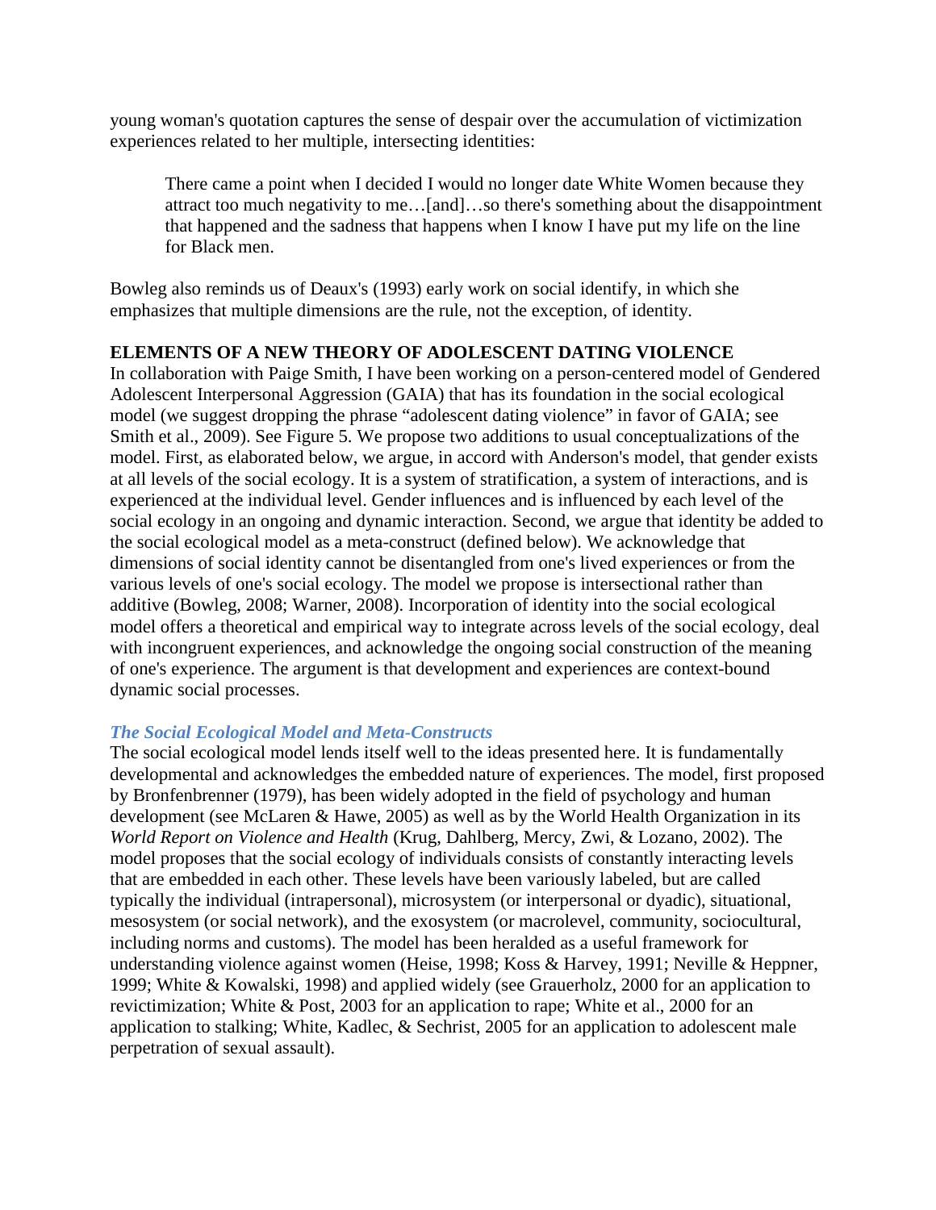young woman's quotation captures the sense of despair over the accumulation of victimization experiences related to her multiple, intersecting identities:

> There came a point when I decided I would no longer date White Women because they attract too much negativity to me…[and]…so there's something about the disappointment that happened and the sadness that happens when I know I have put my life on the line for Black men.

Bowleg also reminds us of Deaux's (1993) early work on social identify, in which she emphasizes that multiple dimensions are the rule, not the exception, of identity.

## ELEMENTS OF A NEW THEORY OF ADOLESCENT DATING VIOLENCE

In collaboration with Paige Smith, I have been working on a person-centered model of Gendered Adolescent Interpersonal Aggression (GAIA) that has its foundation in the social ecological model (we suggest dropping the phrase "adolescent dating violence" in favor of GAIA; see Smith et al., 2009). See Figure 5. We propose two additions to usual conceptualizations of the model. First, as elaborated below, we argue, in accord with Anderson's model, that gender exists at all levels of the social ecology. It is a system of stratification, a system of interactions, and is experienced at the individual level. Gender influences and is influenced by each level of the social ecology in an ongoing and dynamic interaction. Second, we argue that identity be added to the social ecological model as a meta-construct (defined below). We acknowledge that dimensions of social identity cannot be disentangled from one's lived experiences or from the various levels of one's social ecology. The model we propose is intersectional rather than additive (Bowleg, 2008; Warner, 2008). Incorporation of identity into the social ecological model offers a theoretical and empirical way to integrate across levels of the social ecology, deal with incongruent experiences, and acknowledge the ongoing social construction of the meaning of one's experience. The argument is that development and experiences are context-bound dynamic social processes.

### *The Social Ecological Model and Meta-Constructs*

The social ecological model lends itself well to the ideas presented here. It is fundamentally developmental and acknowledges the embedded nature of experiences. The model, first proposed by Bronfenbrenner (1979), has been widely adopted in the field of psychology and human development (see McLaren & Hawe, 2005) as well as by the World Health Organization in its *World Report on Violence and Health* (Krug, Dahlberg, Mercy, Zwi, & Lozano, 2002). The model proposes that the social ecology of individuals consists of constantly interacting levels that are embedded in each other. These levels have been variously labeled, but are called typically the individual (intrapersonal), microsystem (or interpersonal or dyadic), situational, mesosystem (or social network), and the exosystem (or macrolevel, community, sociocultural, including norms and customs). The model has been heralded as a useful framework for understanding violence against women (Heise, 1998; Koss & Harvey, 1991; Neville & Heppner, 1999; White & Kowalski, 1998) and applied widely (see Grauerholz, 2000 for an application to revictimization; White & Post, 2003 for an application to rape; White et al., 2000 for an application to stalking; White, Kadlec, & Sechrist, 2005 for an application to adolescent male perpetration of sexual assault).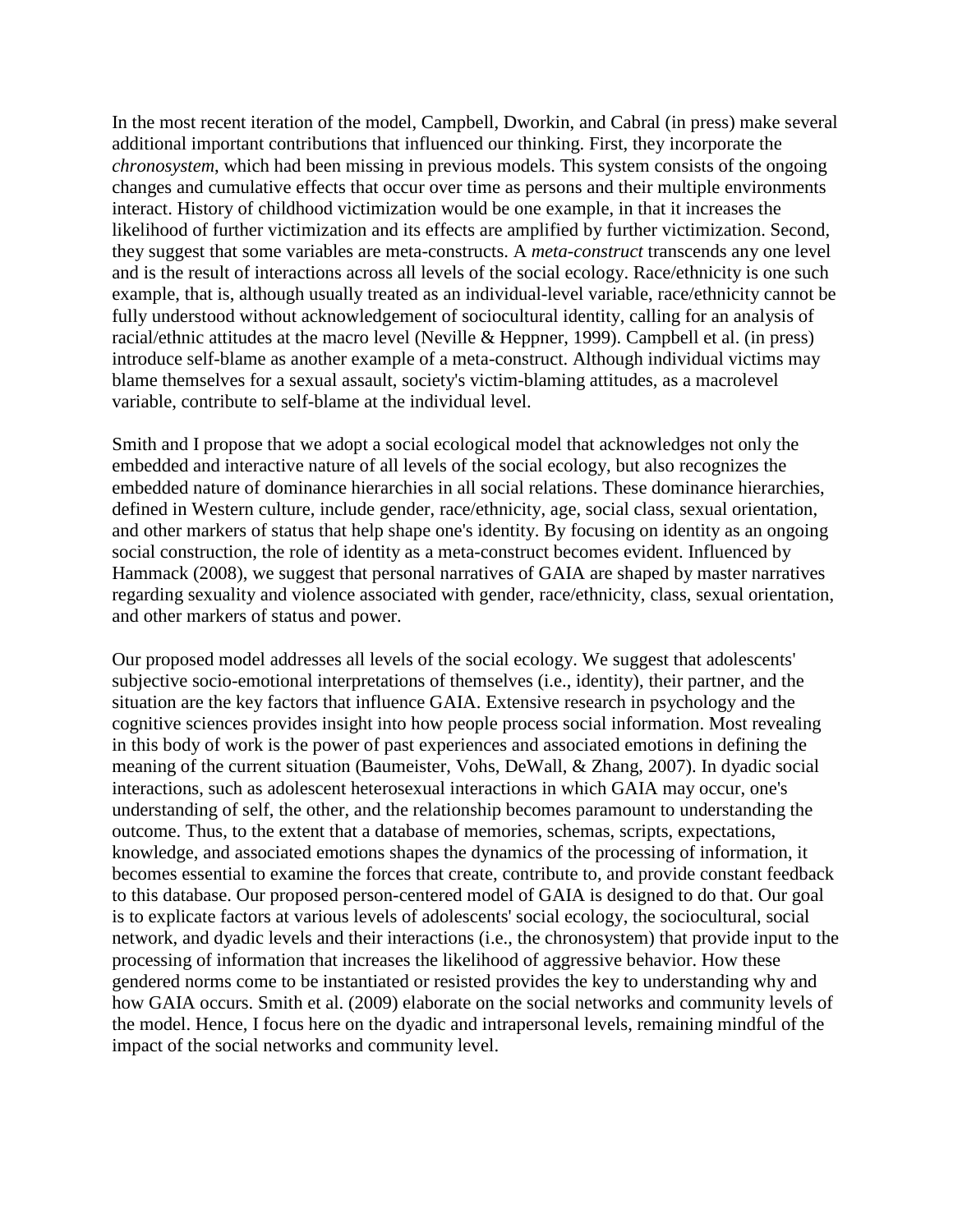In the most recent iteration of the model, Campbell, Dworkin, and Cabral (in press) make several additional important contributions that influenced our thinking. First, they incorporate the *chronosystem*, which had been missing in previous models. This system consists of the ongoing changes and cumulative effects that occur over time as persons and their multiple environments interact. History of childhood victimization would be one example, in that it increases the likelihood of further victimization and its effects are amplified by further victimization. Second, they suggest that some variables are meta-constructs. A *meta-construct* transcends any one level and is the result of interactions across all levels of the social ecology. Race/ethnicity is one such example, that is, although usually treated as an individual-level variable, race/ethnicity cannot be fully understood without acknowledgement of sociocultural identity, calling for an analysis of racial/ethnic attitudes at the macro level (Neville & Heppner, 1999). Campbell et al. (in press) introduce self-blame as another example of a meta-construct. Although individual victims may blame themselves for a sexual assault, society's victim-blaming attitudes, as a macrolevel variable, contribute to self-blame at the individual level.

Smith and I propose that we adopt a social ecological model that acknowledges not only the embedded and interactive nature of all levels of the social ecology, but also recognizes the embedded nature of dominance hierarchies in all social relations. These dominance hierarchies, defined in Western culture, include gender, race/ethnicity, age, social class, sexual orientation, and other markers of status that help shape one's identity. By focusing on identity as an ongoing social construction, the role of identity as a meta-construct becomes evident. Influenced by Hammack (2008), we suggest that personal narratives of GAIA are shaped by master narratives regarding sexuality and violence associated with gender, race/ethnicity, class, sexual orientation, and other markers of status and power.

Our proposed model addresses all levels of the social ecology. We suggest that adolescents' subjective socio-emotional interpretations of themselves (i.e., identity), their partner, and the situation are the key factors that influence GAIA. Extensive research in psychology and the cognitive sciences provides insight into how people process social information. Most revealing in this body of work is the power of past experiences and associated emotions in defining the meaning of the current situation (Baumeister, Vohs, DeWall, & Zhang, 2007). In dyadic social interactions, such as adolescent heterosexual interactions in which GAIA may occur, one's understanding of self, the other, and the relationship becomes paramount to understanding the outcome. Thus, to the extent that a database of memories, schemas, scripts, expectations, knowledge, and associated emotions shapes the dynamics of the processing of information, it becomes essential to examine the forces that create, contribute to, and provide constant feedback to this database. Our proposed person-centered model of GAIA is designed to do that. Our goal is to explicate factors at various levels of adolescents' social ecology, the sociocultural, social network, and dyadic levels and their interactions (i.e., the chronosystem) that provide input to the processing of information that increases the likelihood of aggressive behavior. How these gendered norms come to be instantiated or resisted provides the key to understanding why and how GAIA occurs. Smith et al. (2009) elaborate on the social networks and community levels of the model. Hence, I focus here on the dyadic and intrapersonal levels, remaining mindful of the impact of the social networks and community level.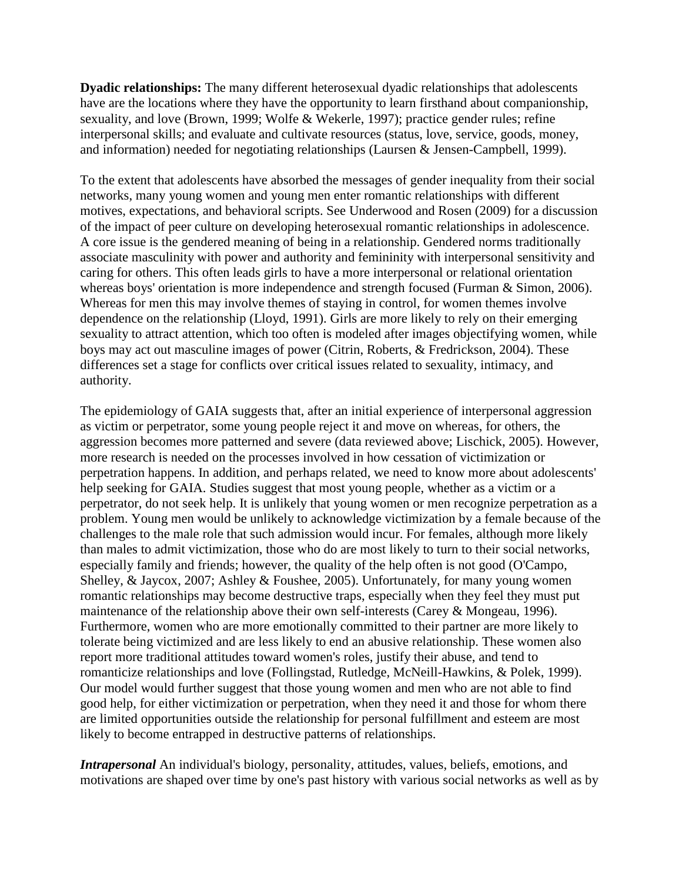**Dyadic relationships:** The many different heterosexual dyadic relationships that adolescents have are the locations where they have the opportunity to learn firsthand about companionship, sexuality, and love (Brown, 1999; Wolfe & Wekerle, 1997); practice gender rules; refine interpersonal skills; and evaluate and cultivate resources (status, love, service, goods, money, and information) needed for negotiating relationships (Laursen & Jensen-Campbell, 1999).

To the extent that adolescents have absorbed the messages of gender inequality from their social networks, many young women and young men enter romantic relationships with different motives, expectations, and behavioral scripts. See Underwood and Rosen (2009) for a discussion of the impact of peer culture on developing heterosexual romantic relationships in adolescence. A core issue is the gendered meaning of being in a relationship. Gendered norms traditionally associate masculinity with power and authority and femininity with interpersonal sensitivity and caring for others. This often leads girls to have a more interpersonal or relational orientation whereas boys' orientation is more independence and strength focused (Furman & Simon, 2006). Whereas for men this may involve themes of staying in control, for women themes involve dependence on the relationship (Lloyd, 1991). Girls are more likely to rely on their emerging sexuality to attract attention, which too often is modeled after images objectifying women, while boys may act out masculine images of power (Citrin, Roberts, & Fredrickson, 2004). These differences set a stage for conflicts over critical issues related to sexuality, intimacy, and authority.

The epidemiology of GAIA suggests that, after an initial experience of interpersonal aggression as victim or perpetrator, some young people reject it and move on whereas, for others, the aggression becomes more patterned and severe (data reviewed above; Lischick, 2005). However, more research is needed on the processes involved in how cessation of victimization or perpetration happens. In addition, and perhaps related, we need to know more about adolescents' help seeking for GAIA. Studies suggest that most young people, whether as a victim or a perpetrator, do not seek help. It is unlikely that young women or men recognize perpetration as a problem. Young men would be unlikely to acknowledge victimization by a female because of the challenges to the male role that such admission would incur. For females, although more likely than males to admit victimization, those who do are most likely to turn to their social networks, especially family and friends; however, the quality of the help often is not good (O'Campo, Shelley, & Jaycox, 2007; Ashley & Foushee, 2005). Unfortunately, for many young women romantic relationships may become destructive traps, especially when they feel they must put maintenance of the relationship above their own self-interests (Carey & Mongeau, 1996). Furthermore, women who are more emotionally committed to their partner are more likely to tolerate being victimized and are less likely to end an abusive relationship. These women also report more traditional attitudes toward women's roles, justify their abuse, and tend to romanticize relationships and love (Follingstad, Rutledge, McNeill-Hawkins, & Polek, 1999). Our model would further suggest that those young women and men who are not able to find good help, for either victimization or perpetration, when they need it and those for whom there are limited opportunities outside the relationship for personal fulfillment and esteem are most likely to become entrapped in destructive patterns of relationships.

***Intrapersonal*** An individual's biology, personality, attitudes, values, beliefs, emotions, and motivations are shaped over time by one's past history with various social networks as well as by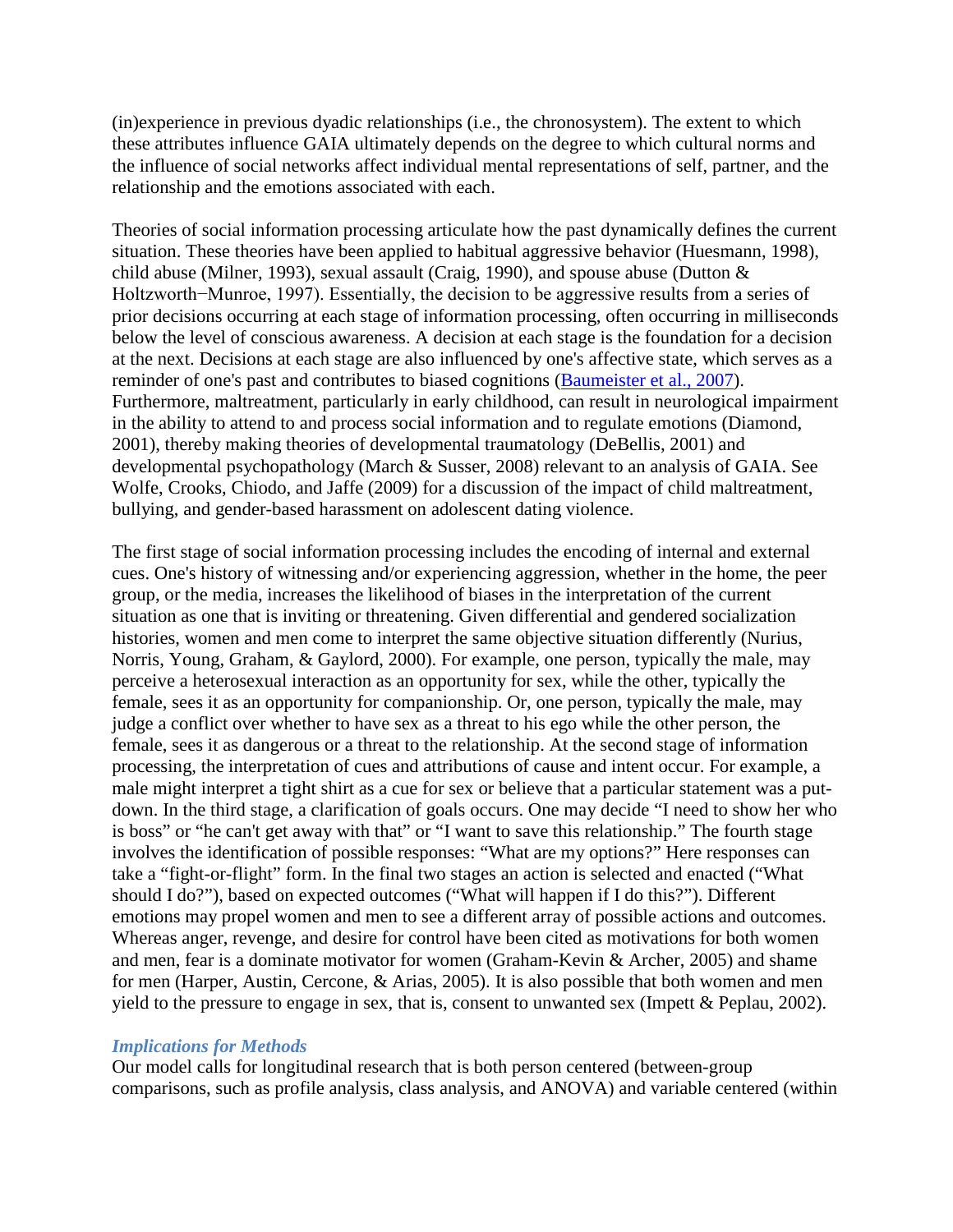(in)experience in previous dyadic relationships (i.e., the chronosystem). The extent to which these attributes influence GAIA ultimately depends on the degree to which cultural norms and the influence of social networks affect individual mental representations of self, partner, and the relationship and the emotions associated with each.

Theories of social information processing articulate how the past dynamically defines the current situation. These theories have been applied to habitual aggressive behavior (Huesmann, 1998), child abuse (Milner, 1993), sexual assault (Craig, 1990), and spouse abuse (Dutton & Holtzworth−Munroe, 1997). Essentially, the decision to be aggressive results from a series of prior decisions occurring at each stage of information processing, often occurring in milliseconds below the level of conscious awareness. A decision at each stage is the foundation for a decision at the next. Decisions at each stage are also influenced by one's affective state, which serves as a reminder of one's past and contributes to biased cognitions (Baumeister et al., 2007). Furthermore, maltreatment, particularly in early childhood, can result in neurological impairment in the ability to attend to and process social information and to regulate emotions (Diamond, 2001), thereby making theories of developmental traumatology (DeBellis, 2001) and developmental psychopathology (March & Susser, 2008) relevant to an analysis of GAIA. See Wolfe, Crooks, Chiodo, and Jaffe (2009) for a discussion of the impact of child maltreatment, bullying, and gender-based harassment on adolescent dating violence.

The first stage of social information processing includes the encoding of internal and external cues. One's history of witnessing and/or experiencing aggression, whether in the home, the peer group, or the media, increases the likelihood of biases in the interpretation of the current situation as one that is inviting or threatening. Given differential and gendered socialization histories, women and men come to interpret the same objective situation differently (Nurius, Norris, Young, Graham, & Gaylord, 2000). For example, one person, typically the male, may perceive a heterosexual interaction as an opportunity for sex, while the other, typically the female, sees it as an opportunity for companionship. Or, one person, typically the male, may judge a conflict over whether to have sex as a threat to his ego while the other person, the female, sees it as dangerous or a threat to the relationship. At the second stage of information processing, the interpretation of cues and attributions of cause and intent occur. For example, a male might interpret a tight shirt as a cue for sex or believe that a particular statement was a put-down. In the third stage, a clarification of goals occurs. One may decide "I need to show her who is boss" or "he can't get away with that" or "I want to save this relationship." The fourth stage involves the identification of possible responses: "What are my options?" Here responses can take a "fight-or-flight" form. In the final two stages an action is selected and enacted ("What should I do?"), based on expected outcomes ("What will happen if I do this?"). Different emotions may propel women and men to see a different array of possible actions and outcomes. Whereas anger, revenge, and desire for control have been cited as motivations for both women and men, fear is a dominate motivator for women (Graham-Kevin & Archer, 2005) and shame for men (Harper, Austin, Cercone, & Arias, 2005). It is also possible that both women and men yield to the pressure to engage in sex, that is, consent to unwanted sex (Impett & Peplau, 2002).

### *Implications for Methods*

Our model calls for longitudinal research that is both person centered (between-group comparisons, such as profile analysis, class analysis, and ANOVA) and variable centered (within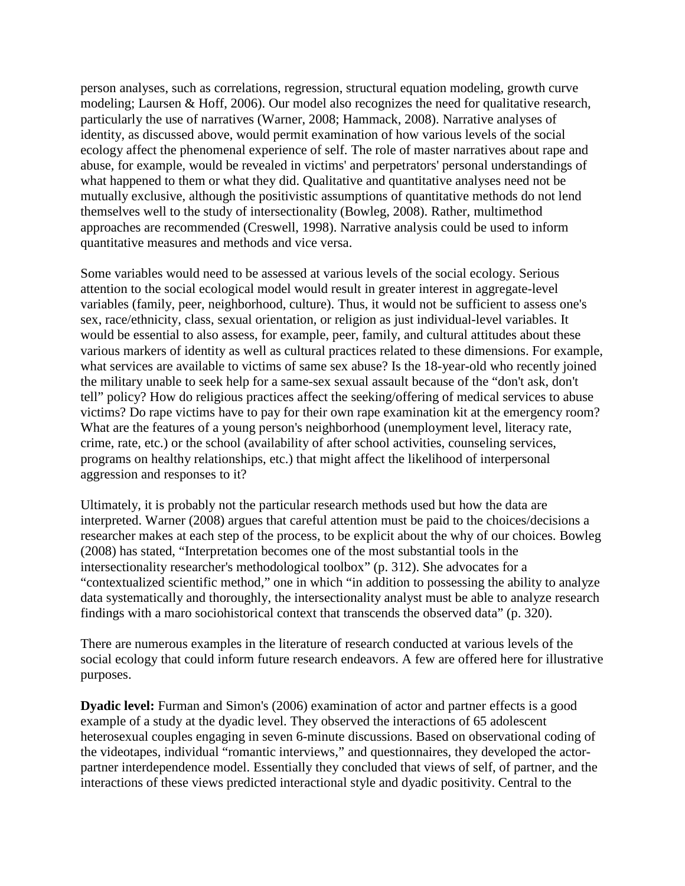person analyses, such as correlations, regression, structural equation modeling, growth curve modeling; Laursen & Hoff, 2006). Our model also recognizes the need for qualitative research, particularly the use of narratives (Warner, 2008; Hammack, 2008). Narrative analyses of identity, as discussed above, would permit examination of how various levels of the social ecology affect the phenomenal experience of self. The role of master narratives about rape and abuse, for example, would be revealed in victims' and perpetrators' personal understandings of what happened to them or what they did. Qualitative and quantitative analyses need not be mutually exclusive, although the positivistic assumptions of quantitative methods do not lend themselves well to the study of intersectionality (Bowleg, 2008). Rather, multimethod approaches are recommended (Creswell, 1998). Narrative analysis could be used to inform quantitative measures and methods and vice versa.

Some variables would need to be assessed at various levels of the social ecology. Serious attention to the social ecological model would result in greater interest in aggregate-level variables (family, peer, neighborhood, culture). Thus, it would not be sufficient to assess one's sex, race/ethnicity, class, sexual orientation, or religion as just individual-level variables. It would be essential to also assess, for example, peer, family, and cultural attitudes about these various markers of identity as well as cultural practices related to these dimensions. For example, what services are available to victims of same sex abuse? Is the 18-year-old who recently joined the military unable to seek help for a same-sex sexual assault because of the "don't ask, don't tell" policy? How do religious practices affect the seeking/offering of medical services to abuse victims? Do rape victims have to pay for their own rape examination kit at the emergency room? What are the features of a young person's neighborhood (unemployment level, literacy rate, crime, rate, etc.) or the school (availability of after school activities, counseling services, programs on healthy relationships, etc.) that might affect the likelihood of interpersonal aggression and responses to it?

Ultimately, it is probably not the particular research methods used but how the data are interpreted. Warner (2008) argues that careful attention must be paid to the choices/decisions a researcher makes at each step of the process, to be explicit about the why of our choices. Bowleg (2008) has stated, "Interpretation becomes one of the most substantial tools in the intersectionality researcher's methodological toolbox" (p. 312). She advocates for a "contextualized scientific method," one in which "in addition to possessing the ability to analyze data systematically and thoroughly, the intersectionality analyst must be able to analyze research findings with a maro sociohistorical context that transcends the observed data" (p. 320).

There are numerous examples in the literature of research conducted at various levels of the social ecology that could inform future research endeavors. A few are offered here for illustrative purposes.

**Dyadic level:** Furman and Simon's (2006) examination of actor and partner effects is a good example of a study at the dyadic level. They observed the interactions of 65 adolescent heterosexual couples engaging in seven 6-minute discussions. Based on observational coding of the videotapes, individual "romantic interviews," and questionnaires, they developed the actor-partner interdependence model. Essentially they concluded that views of self, of partner, and the interactions of these views predicted interactional style and dyadic positivity. Central to the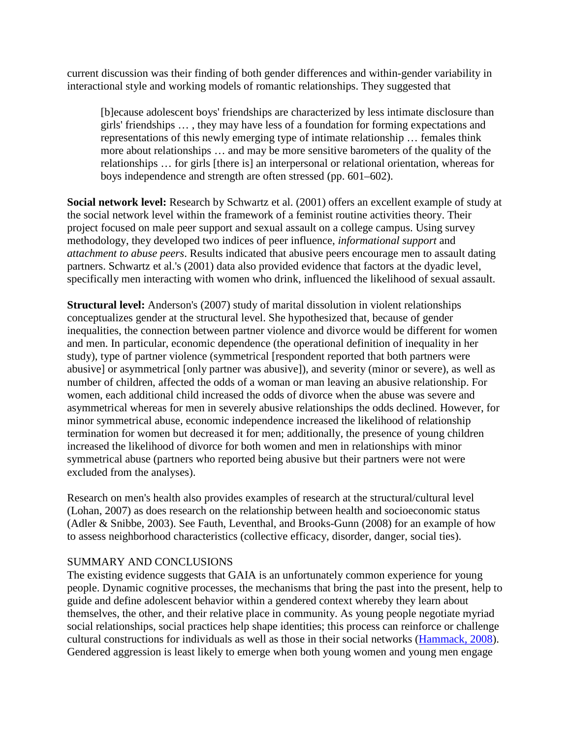current discussion was their finding of both gender differences and within-gender variability in interactional style and working models of romantic relationships. They suggested that

> [b]ecause adolescent boys' friendships are characterized by less intimate disclosure than girls' friendships … , they may have less of a foundation for forming expectations and representations of this newly emerging type of intimate relationship … females think more about relationships … and may be more sensitive barometers of the quality of the relationships … for girls [there is] an interpersonal or relational orientation, whereas for boys independence and strength are often stressed (pp. 601–602).

**Social network level:** Research by Schwartz et al. (2001) offers an excellent example of study at the social network level within the framework of a feminist routine activities theory. Their project focused on male peer support and sexual assault on a college campus. Using survey methodology, they developed two indices of peer influence, *informational support* and *attachment to abuse peers*. Results indicated that abusive peers encourage men to assault dating partners. Schwartz et al.'s (2001) data also provided evidence that factors at the dyadic level, specifically men interacting with women who drink, influenced the likelihood of sexual assault.

**Structural level:** Anderson's (2007) study of marital dissolution in violent relationships conceptualizes gender at the structural level. She hypothesized that, because of gender inequalities, the connection between partner violence and divorce would be different for women and men. In particular, economic dependence (the operational definition of inequality in her study), type of partner violence (symmetrical [respondent reported that both partners were abusive] or asymmetrical [only partner was abusive]), and severity (minor or severe), as well as number of children, affected the odds of a woman or man leaving an abusive relationship. For women, each additional child increased the odds of divorce when the abuse was severe and asymmetrical whereas for men in severely abusive relationships the odds declined. However, for minor symmetrical abuse, economic independence increased the likelihood of relationship termination for women but decreased it for men; additionally, the presence of young children increased the likelihood of divorce for both women and men in relationships with minor symmetrical abuse (partners who reported being abusive but their partners were not were excluded from the analyses).

Research on men's health also provides examples of research at the structural/cultural level (Lohan, 2007) as does research on the relationship between health and socioeconomic status (Adler & Snibbe, 2003). See Fauth, Leventhal, and Brooks-Gunn (2008) for an example of how to assess neighborhood characteristics (collective efficacy, disorder, danger, social ties).

## SUMMARY AND CONCLUSIONS

The existing evidence suggests that GAIA is an unfortunately common experience for young people. Dynamic cognitive processes, the mechanisms that bring the past into the present, help to guide and define adolescent behavior within a gendered context whereby they learn about themselves, the other, and their relative place in community. As young people negotiate myriad social relationships, social practices help shape identities; this process can reinforce or challenge cultural constructions for individuals as well as those in their social networks (Hammack, 2008). Gendered aggression is least likely to emerge when both young women and young men engage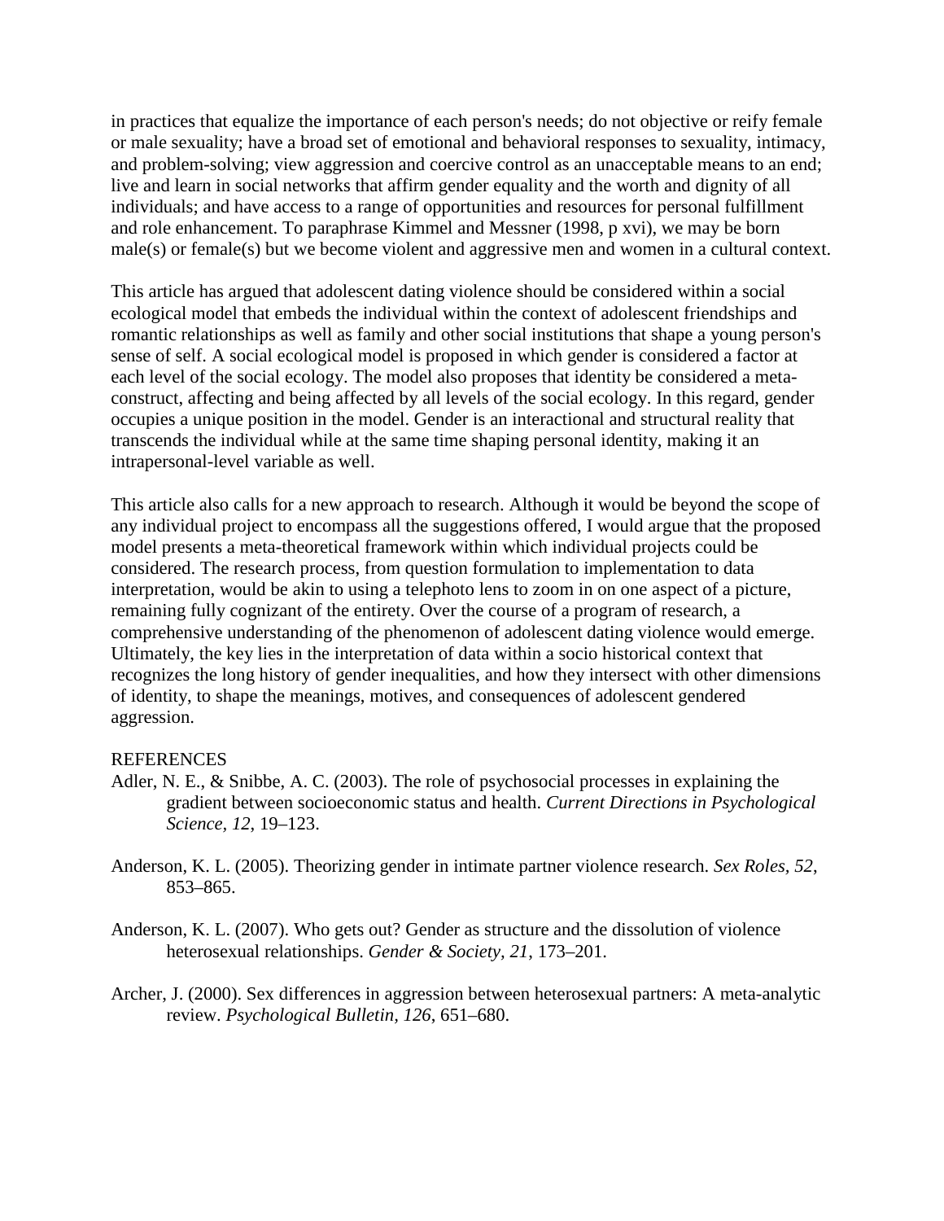in practices that equalize the importance of each person's needs; do not objective or reify female or male sexuality; have a broad set of emotional and behavioral responses to sexuality, intimacy, and problem-solving; view aggression and coercive control as an unacceptable means to an end; live and learn in social networks that affirm gender equality and the worth and dignity of all individuals; and have access to a range of opportunities and resources for personal fulfillment and role enhancement. To paraphrase Kimmel and Messner (1998, p xvi), we may be born male(s) or female(s) but we become violent and aggressive men and women in a cultural context.

This article has argued that adolescent dating violence should be considered within a social ecological model that embeds the individual within the context of adolescent friendships and romantic relationships as well as family and other social institutions that shape a young person's sense of self. A social ecological model is proposed in which gender is considered a factor at each level of the social ecology. The model also proposes that identity be considered a meta-construct, affecting and being affected by all levels of the social ecology. In this regard, gender occupies a unique position in the model. Gender is an interactional and structural reality that transcends the individual while at the same time shaping personal identity, making it an intrapersonal-level variable as well.

This article also calls for a new approach to research. Although it would be beyond the scope of any individual project to encompass all the suggestions offered, I would argue that the proposed model presents a meta-theoretical framework within which individual projects could be considered. The research process, from question formulation to implementation to data interpretation, would be akin to using a telephoto lens to zoom in on one aspect of a picture, remaining fully cognizant of the entirety. Over the course of a program of research, a comprehensive understanding of the phenomenon of adolescent dating violence would emerge. Ultimately, the key lies in the interpretation of data within a socio historical context that recognizes the long history of gender inequalities, and how they intersect with other dimensions of identity, to shape the meanings, motives, and consequences of adolescent gendered aggression.

REFERENCES

Adler, N. E., & Snibbe, A. C. (2003). The role of psychosocial processes in explaining the gradient between socioeconomic status and health. *Current Directions in Psychological Science, 12*, 19–123.

Anderson, K. L. (2005). Theorizing gender in intimate partner violence research. *Sex Roles, 52*, 853–865.

Anderson, K. L. (2007). Who gets out? Gender as structure and the dissolution of violence heterosexual relationships. *Gender & Society, 21*, 173–201.

Archer, J. (2000). Sex differences in aggression between heterosexual partners: A meta-analytic review. *Psychological Bulletin, 126*, 651–680.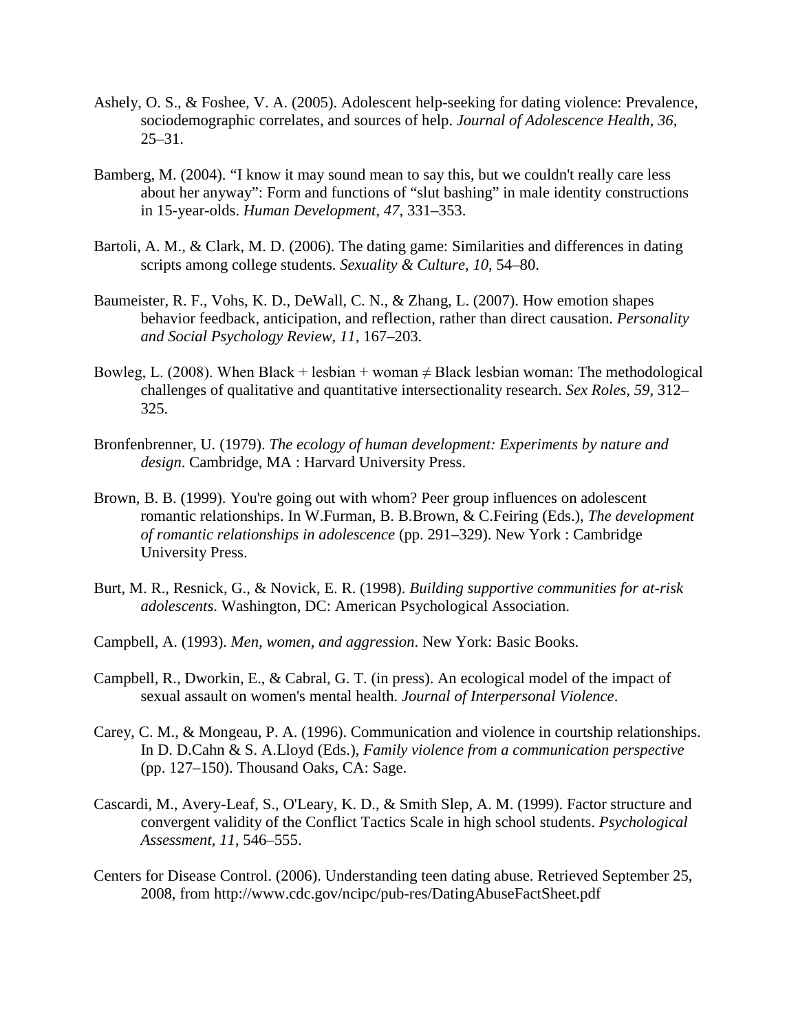Ashely, O. S., & Foshee, V. A. (2005). Adolescent help-seeking for dating violence: Prevalence, sociodemographic correlates, and sources of help. *Journal of Adolescence Health, 36*, 25–31.

Bamberg, M. (2004). “I know it may sound mean to say this, but we couldn't really care less about her anyway”: Form and functions of “slut bashing” in male identity constructions in 15-year-olds. *Human Development, 47*, 331–353.

Bartoli, A. M., & Clark, M. D. (2006). The dating game: Similarities and differences in dating scripts among college students. *Sexuality & Culture, 10*, 54–80.

Baumeister, R. F., Vohs, K. D., DeWall, C. N., & Zhang, L. (2007). How emotion shapes behavior feedback, anticipation, and reflection, rather than direct causation. *Personality and Social Psychology Review, 11*, 167–203.

Bowleg, L. (2008). When Black + lesbian + woman ≠ Black lesbian woman: The methodological challenges of qualitative and quantitative intersectionality research. *Sex Roles, 59*, 312–325.

Bronfenbrenner, U. (1979). *The ecology of human development: Experiments by nature and design*. Cambridge, MA : Harvard University Press.

Brown, B. B. (1999). You're going out with whom? Peer group influences on adolescent romantic relationships. In W.Furman, B. B.Brown, & C.Feiring (Eds.), *The development of romantic relationships in adolescence* (pp. 291–329). New York : Cambridge University Press.

Burt, M. R., Resnick, G., & Novick, E. R. (1998). *Building supportive communities for at-risk adolescents*. Washington, DC: American Psychological Association.

Campbell, A. (1993). *Men, women, and aggression*. New York: Basic Books.

Campbell, R., Dworkin, E., & Cabral, G. T. (in press). An ecological model of the impact of sexual assault on women's mental health. *Journal of Interpersonal Violence*.

Carey, C. M., & Mongeau, P. A. (1996). Communication and violence in courtship relationships. In D. D.Cahn & S. A.Lloyd (Eds.), *Family violence from a communication perspective* (pp. 127–150). Thousand Oaks, CA: Sage.

Cascardi, M., Avery-Leaf, S., O'Leary, K. D., & Smith Slep, A. M. (1999). Factor structure and convergent validity of the Conflict Tactics Scale in high school students. *Psychological Assessment, 11*, 546–555.

Centers for Disease Control. (2006). Understanding teen dating abuse. Retrieved September 25, 2008, from http://www.cdc.gov/ncipc/pub-res/DatingAbuseFactSheet.pdf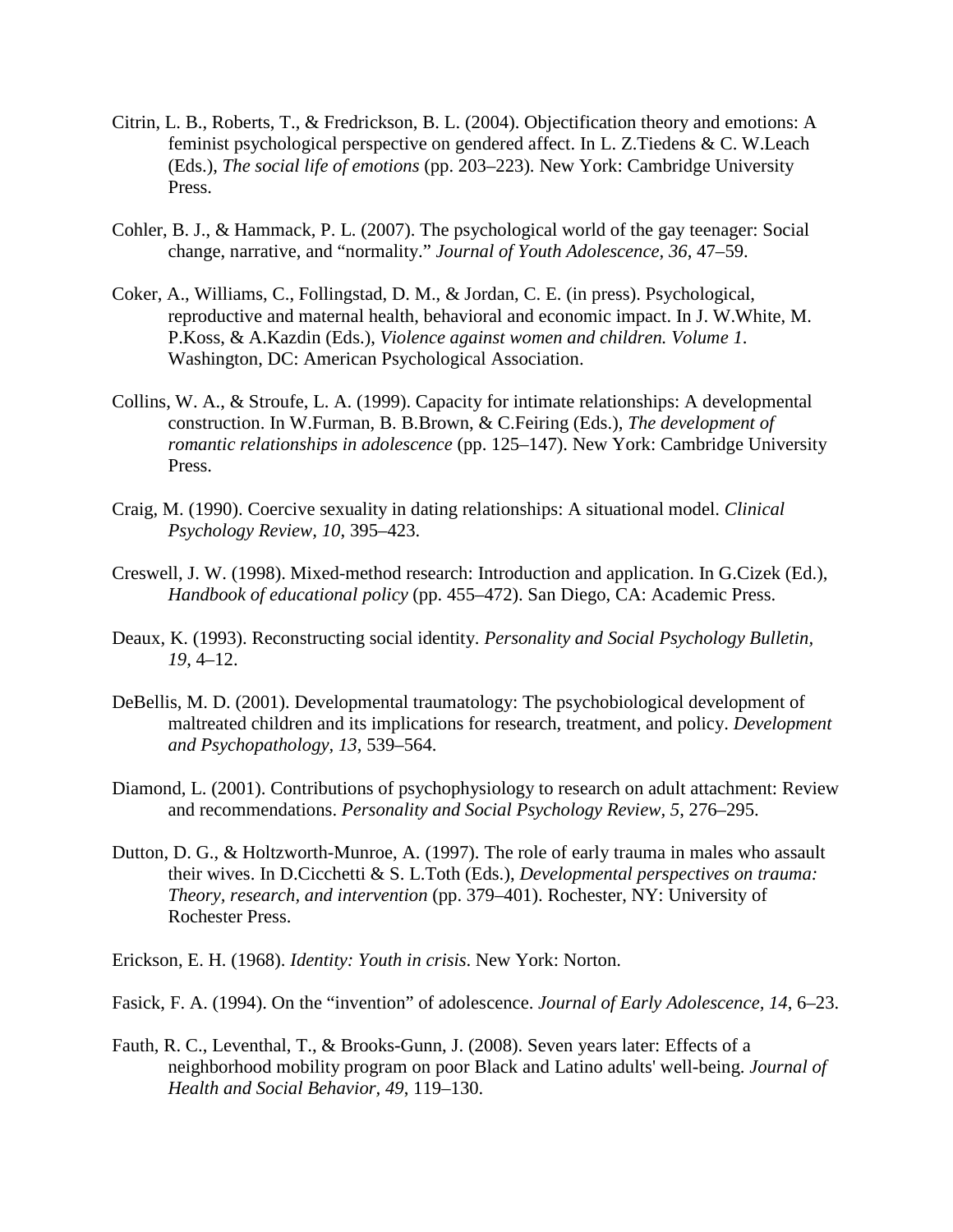Citrin, L. B., Roberts, T., & Fredrickson, B. L. (2004). Objectification theory and emotions: A feminist psychological perspective on gendered affect. In L. Z.Tiedens & C. W.Leach (Eds.), *The social life of emotions* (pp. 203–223). New York: Cambridge University Press.

Cohler, B. J., & Hammack, P. L. (2007). The psychological world of the gay teenager: Social change, narrative, and "normality." *Journal of Youth Adolescence, 36*, 47–59.

Coker, A., Williams, C., Follingstad, D. M., & Jordan, C. E. (in press). Psychological, reproductive and maternal health, behavioral and economic impact. In J. W.White, M. P.Koss, & A.Kazdin (Eds.), *Violence against women and children. Volume 1*. Washington, DC: American Psychological Association.

Collins, W. A., & Stroufe, L. A. (1999). Capacity for intimate relationships: A developmental construction. In W.Furman, B. B.Brown, & C.Feiring (Eds.), *The development of romantic relationships in adolescence* (pp. 125–147). New York: Cambridge University Press.

Craig, M. (1990). Coercive sexuality in dating relationships: A situational model. *Clinical Psychology Review, 10*, 395–423.

Creswell, J. W. (1998). Mixed-method research: Introduction and application. In G.Cizek (Ed.), *Handbook of educational policy* (pp. 455–472). San Diego, CA: Academic Press.

Deaux, K. (1993). Reconstructing social identity. *Personality and Social Psychology Bulletin, 19*, 4–12.

DeBellis, M. D. (2001). Developmental traumatology: The psychobiological development of maltreated children and its implications for research, treatment, and policy. *Development and Psychopathology, 13*, 539–564.

Diamond, L. (2001). Contributions of psychophysiology to research on adult attachment: Review and recommendations. *Personality and Social Psychology Review, 5*, 276–295.

Dutton, D. G., & Holtzworth-Munroe, A. (1997). The role of early trauma in males who assault their wives. In D.Cicchetti & S. L.Toth (Eds.), *Developmental perspectives on trauma: Theory, research, and intervention* (pp. 379–401). Rochester, NY: University of Rochester Press.

Erickson, E. H. (1968). *Identity: Youth in crisis*. New York: Norton.

Fasick, F. A. (1994). On the "invention" of adolescence. *Journal of Early Adolescence, 14*, 6–23.

Fauth, R. C., Leventhal, T., & Brooks-Gunn, J. (2008). Seven years later: Effects of a neighborhood mobility program on poor Black and Latino adults' well-being. *Journal of Health and Social Behavior, 49*, 119–130.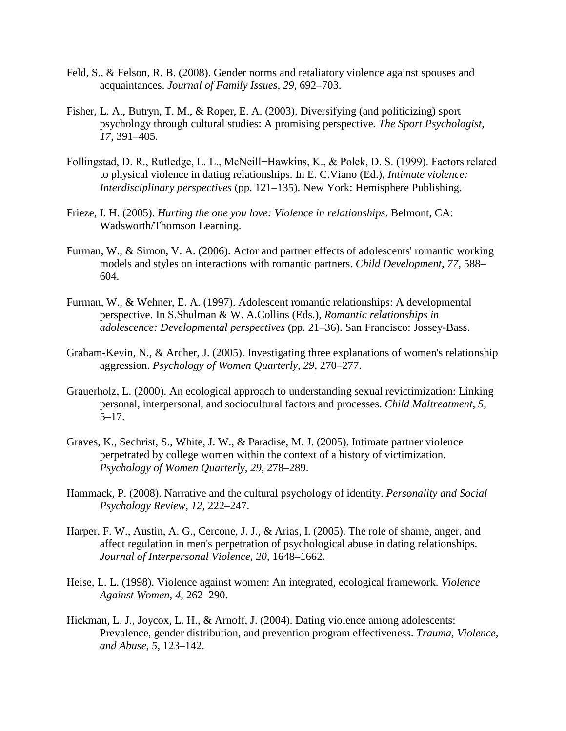Feld, S., & Felson, R. B. (2008). Gender norms and retaliatory violence against spouses and acquaintances. *Journal of Family Issues, 29*, 692–703.

Fisher, L. A., Butryn, T. M., & Roper, E. A. (2003). Diversifying (and politicizing) sport psychology through cultural studies: A promising perspective. *The Sport Psychologist, 17*, 391–405.

Follingstad, D. R., Rutledge, L. L., McNeill−Hawkins, K., & Polek, D. S. (1999). Factors related to physical violence in dating relationships. In E. C.Viano (Ed.), *Intimate violence: Interdisciplinary perspectives* (pp. 121–135). New York: Hemisphere Publishing.

Frieze, I. H. (2005). *Hurting the one you love: Violence in relationships*. Belmont, CA: Wadsworth/Thomson Learning.

Furman, W., & Simon, V. A. (2006). Actor and partner effects of adolescents' romantic working models and styles on interactions with romantic partners. *Child Development, 77*, 588–604.

Furman, W., & Wehner, E. A. (1997). Adolescent romantic relationships: A developmental perspective. In S.Shulman & W. A.Collins (Eds.), *Romantic relationships in adolescence: Developmental perspectives* (pp. 21–36). San Francisco: Jossey-Bass.

Graham-Kevin, N., & Archer, J. (2005). Investigating three explanations of women's relationship aggression. *Psychology of Women Quarterly, 29*, 270–277.

Grauerholz, L. (2000). An ecological approach to understanding sexual revictimization: Linking personal, interpersonal, and sociocultural factors and processes. *Child Maltreatment, 5*, 5–17.

Graves, K., Sechrist, S., White, J. W., & Paradise, M. J. (2005). Intimate partner violence perpetrated by college women within the context of a history of victimization. *Psychology of Women Quarterly, 29*, 278–289.

Hammack, P. (2008). Narrative and the cultural psychology of identity. *Personality and Social Psychology Review, 12*, 222–247.

Harper, F. W., Austin, A. G., Cercone, J. J., & Arias, I. (2005). The role of shame, anger, and affect regulation in men's perpetration of psychological abuse in dating relationships. *Journal of Interpersonal Violence, 20*, 1648–1662.

Heise, L. L. (1998). Violence against women: An integrated, ecological framework. *Violence Against Women, 4*, 262–290.

Hickman, L. J., Joycox, L. H., & Arnoff, J. (2004). Dating violence among adolescents: Prevalence, gender distribution, and prevention program effectiveness. *Trauma, Violence, and Abuse, 5*, 123–142.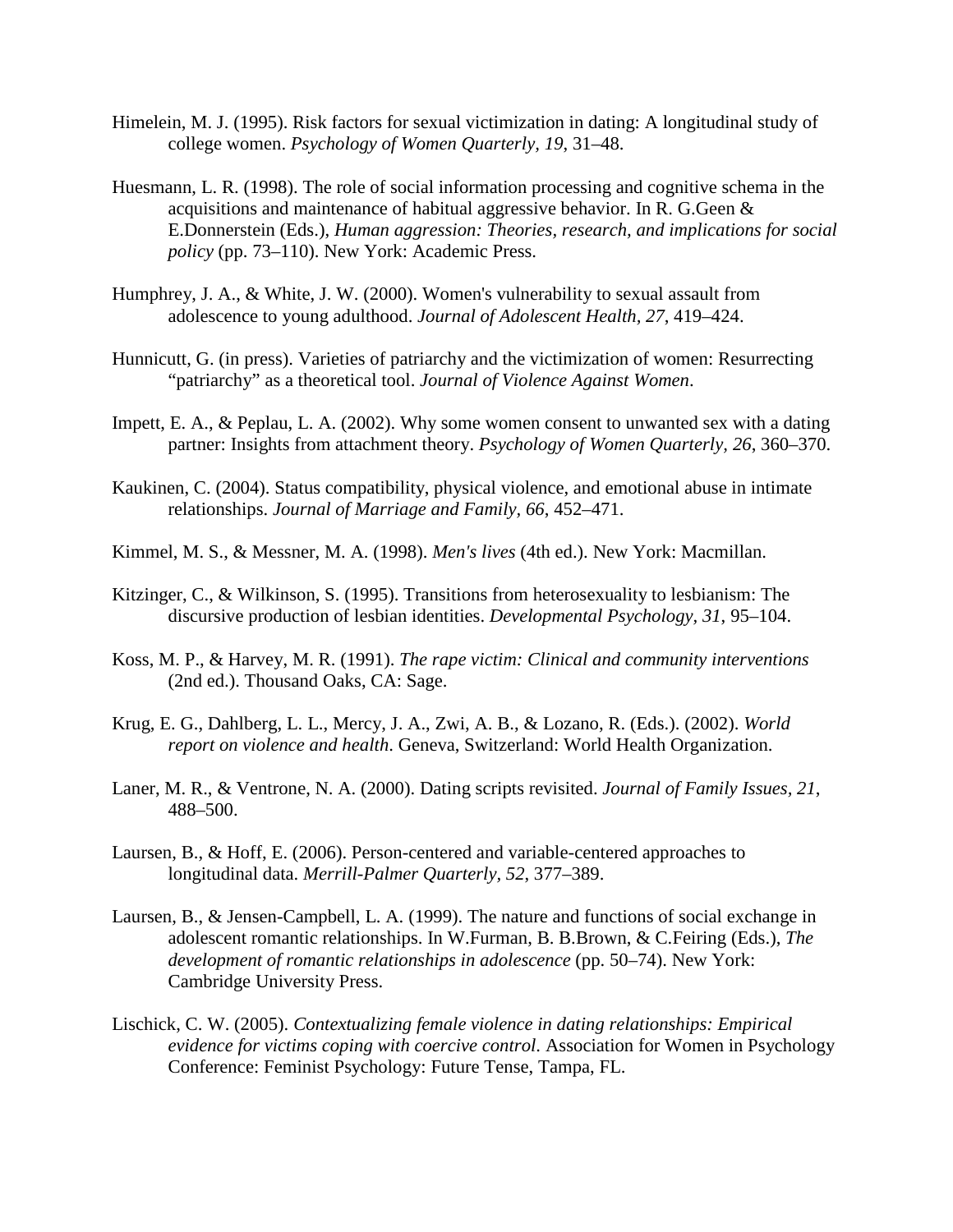Himelein, M. J. (1995). Risk factors for sexual victimization in dating: A longitudinal study of college women. *Psychology of Women Quarterly, 19*, 31–48.

Huesmann, L. R. (1998). The role of social information processing and cognitive schema in the acquisitions and maintenance of habitual aggressive behavior. In R. G.Geen & E.Donnerstein (Eds.), *Human aggression: Theories, research, and implications for social policy* (pp. 73–110). New York: Academic Press.

Humphrey, J. A., & White, J. W. (2000). Women's vulnerability to sexual assault from adolescence to young adulthood. *Journal of Adolescent Health, 27*, 419–424.

Hunnicutt, G. (in press). Varieties of patriarchy and the victimization of women: Resurrecting "patriarchy" as a theoretical tool. *Journal of Violence Against Women*.

Impett, E. A., & Peplau, L. A. (2002). Why some women consent to unwanted sex with a dating partner: Insights from attachment theory. *Psychology of Women Quarterly, 26*, 360–370.

Kaukinen, C. (2004). Status compatibility, physical violence, and emotional abuse in intimate relationships. *Journal of Marriage and Family, 66*, 452–471.

Kimmel, M. S., & Messner, M. A. (1998). *Men's lives* (4th ed.). New York: Macmillan.

Kitzinger, C., & Wilkinson, S. (1995). Transitions from heterosexuality to lesbianism: The discursive production of lesbian identities. *Developmental Psychology, 31*, 95–104.

Koss, M. P., & Harvey, M. R. (1991). *The rape victim: Clinical and community interventions* (2nd ed.). Thousand Oaks, CA: Sage.

Krug, E. G., Dahlberg, L. L., Mercy, J. A., Zwi, A. B., & Lozano, R. (Eds.). (2002). *World report on violence and health*. Geneva, Switzerland: World Health Organization.

Laner, M. R., & Ventrone, N. A. (2000). Dating scripts revisited. *Journal of Family Issues, 21*, 488–500.

Laursen, B., & Hoff, E. (2006). Person-centered and variable-centered approaches to longitudinal data. *Merrill-Palmer Quarterly, 52*, 377–389.

Laursen, B., & Jensen-Campbell, L. A. (1999). The nature and functions of social exchange in adolescent romantic relationships. In W.Furman, B. B.Brown, & C.Feiring (Eds.), *The development of romantic relationships in adolescence* (pp. 50–74). New York: Cambridge University Press.

Lischick, C. W. (2005). *Contextualizing female violence in dating relationships: Empirical evidence for victims coping with coercive control*. Association for Women in Psychology Conference: Feminist Psychology: Future Tense, Tampa, FL.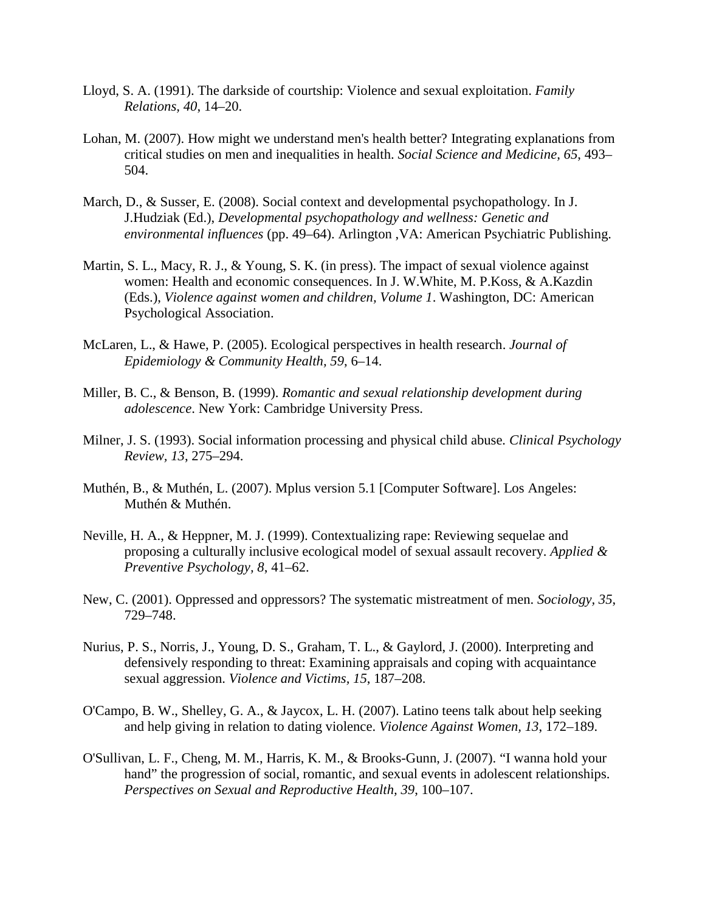Lloyd, S. A. (1991). The darkside of courtship: Violence and sexual exploitation. *Family Relations, 40*, 14–20.

Lohan, M. (2007). How might we understand men's health better? Integrating explanations from critical studies on men and inequalities in health. *Social Science and Medicine, 65*, 493–504.

March, D., & Susser, E. (2008). Social context and developmental psychopathology. In J. J.Hudziak (Ed.), *Developmental psychopathology and wellness: Genetic and environmental influences* (pp. 49–64). Arlington ,VA: American Psychiatric Publishing.

Martin, S. L., Macy, R. J., & Young, S. K. (in press). The impact of sexual violence against women: Health and economic consequences. In J. W.White, M. P.Koss, & A.Kazdin (Eds.), *Violence against women and children, Volume 1*. Washington, DC: American Psychological Association.

McLaren, L., & Hawe, P. (2005). Ecological perspectives in health research. *Journal of Epidemiology & Community Health, 59*, 6–14.

Miller, B. C., & Benson, B. (1999). *Romantic and sexual relationship development during adolescence*. New York: Cambridge University Press.

Milner, J. S. (1993). Social information processing and physical child abuse. *Clinical Psychology Review, 13*, 275–294.

Muthén, B., & Muthén, L. (2007). Mplus version 5.1 [Computer Software]. Los Angeles: Muthén & Muthén.

Neville, H. A., & Heppner, M. J. (1999). Contextualizing rape: Reviewing sequelae and proposing a culturally inclusive ecological model of sexual assault recovery. *Applied & Preventive Psychology, 8*, 41–62.

New, C. (2001). Oppressed and oppressors? The systematic mistreatment of men. *Sociology, 35*, 729–748.

Nurius, P. S., Norris, J., Young, D. S., Graham, T. L., & Gaylord, J. (2000). Interpreting and defensively responding to threat: Examining appraisals and coping with acquaintance sexual aggression. *Violence and Victims, 15*, 187–208.

O'Campo, B. W., Shelley, G. A., & Jaycox, L. H. (2007). Latino teens talk about help seeking and help giving in relation to dating violence. *Violence Against Women, 13*, 172–189.

O'Sullivan, L. F., Cheng, M. M., Harris, K. M., & Brooks-Gunn, J. (2007). "I wanna hold your hand" the progression of social, romantic, and sexual events in adolescent relationships. *Perspectives on Sexual and Reproductive Health, 39*, 100–107.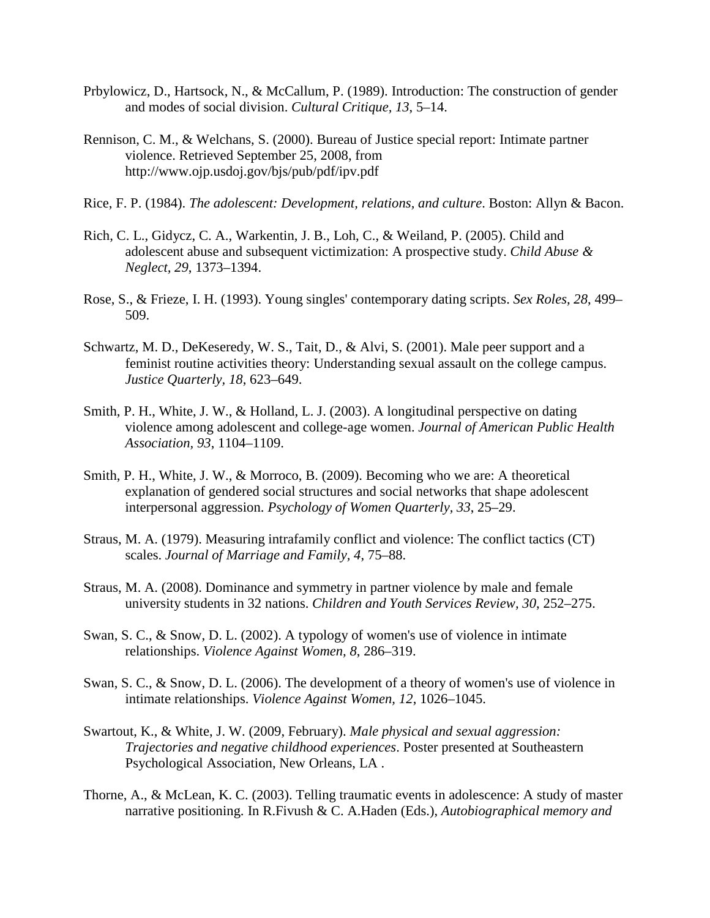Prbylowicz, D., Hartsock, N., & McCallum, P. (1989). Introduction: The construction of gender and modes of social division. *Cultural Critique, 13*, 5–14.

Rennison, C. M., & Welchans, S. (2000). Bureau of Justice special report: Intimate partner violence. Retrieved September 25, 2008, from http://www.ojp.usdoj.gov/bjs/pub/pdf/ipv.pdf

Rice, F. P. (1984). *The adolescent: Development, relations, and culture*. Boston: Allyn & Bacon.

Rich, C. L., Gidycz, C. A., Warkentin, J. B., Loh, C., & Weiland, P. (2005). Child and adolescent abuse and subsequent victimization: A prospective study. *Child Abuse & Neglect, 29*, 1373–1394.

Rose, S., & Frieze, I. H. (1993). Young singles' contemporary dating scripts. *Sex Roles, 28*, 499–509.

Schwartz, M. D., DeKeseredy, W. S., Tait, D., & Alvi, S. (2001). Male peer support and a feminist routine activities theory: Understanding sexual assault on the college campus. *Justice Quarterly, 18*, 623–649.

Smith, P. H., White, J. W., & Holland, L. J. (2003). A longitudinal perspective on dating violence among adolescent and college-age women. *Journal of American Public Health Association, 93*, 1104–1109.

Smith, P. H., White, J. W., & Morroco, B. (2009). Becoming who we are: A theoretical explanation of gendered social structures and social networks that shape adolescent interpersonal aggression. *Psychology of Women Quarterly, 33*, 25–29.

Straus, M. A. (1979). Measuring intrafamily conflict and violence: The conflict tactics (CT) scales. *Journal of Marriage and Family, 4*, 75–88.

Straus, M. A. (2008). Dominance and symmetry in partner violence by male and female university students in 32 nations. *Children and Youth Services Review, 30*, 252–275.

Swan, S. C., & Snow, D. L. (2002). A typology of women's use of violence in intimate relationships. *Violence Against Women, 8*, 286–319.

Swan, S. C., & Snow, D. L. (2006). The development of a theory of women's use of violence in intimate relationships. *Violence Against Women, 12*, 1026–1045.

Swartout, K., & White, J. W. (2009, February). *Male physical and sexual aggression: Trajectories and negative childhood experiences*. Poster presented at Southeastern Psychological Association, New Orleans, LA .

Thorne, A., & McLean, K. C. (2003). Telling traumatic events in adolescence: A study of master narrative positioning. In R.Fivush & C. A.Haden (Eds.), *Autobiographical memory and*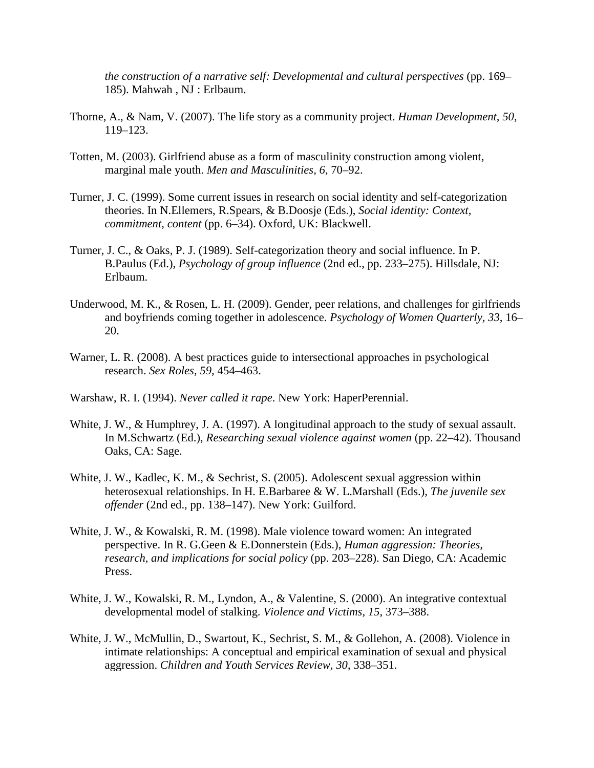*the construction of a narrative self: Developmental and cultural perspectives* (pp. 169–185). Mahwah , NJ : Erlbaum.

Thorne, A., & Nam, V. (2007). The life story as a community project. *Human Development, 50*, 119–123.

Totten, M. (2003). Girlfriend abuse as a form of masculinity construction among violent, marginal male youth. *Men and Masculinities, 6*, 70–92.

Turner, J. C. (1999). Some current issues in research on social identity and self-categorization theories. In N.Ellemers, R.Spears, & B.Doosje (Eds.), *Social identity: Context, commitment, content* (pp. 6–34). Oxford, UK: Blackwell.

Turner, J. C., & Oaks, P. J. (1989). Self-categorization theory and social influence. In P. B.Paulus (Ed.), *Psychology of group influence* (2nd ed., pp. 233–275). Hillsdale, NJ: Erlbaum.

Underwood, M. K., & Rosen, L. H. (2009). Gender, peer relations, and challenges for girlfriends and boyfriends coming together in adolescence. *Psychology of Women Quarterly, 33*, 16–20.

Warner, L. R. (2008). A best practices guide to intersectional approaches in psychological research. *Sex Roles, 59*, 454–463.

Warshaw, R. I. (1994). *Never called it rape*. New York: HaperPerennial.

White, J. W., & Humphrey, J. A. (1997). A longitudinal approach to the study of sexual assault. In M.Schwartz (Ed.), *Researching sexual violence against women* (pp. 22–42). Thousand Oaks, CA: Sage.

White, J. W., Kadlec, K. M., & Sechrist, S. (2005). Adolescent sexual aggression within heterosexual relationships. In H. E.Barbaree & W. L.Marshall (Eds.), *The juvenile sex offender* (2nd ed., pp. 138–147). New York: Guilford.

White, J. W., & Kowalski, R. M. (1998). Male violence toward women: An integrated perspective. In R. G.Geen & E.Donnerstein (Eds.), *Human aggression: Theories, research, and implications for social policy* (pp. 203–228). San Diego, CA: Academic Press.

White, J. W., Kowalski, R. M., Lyndon, A., & Valentine, S. (2000). An integrative contextual developmental model of stalking. *Violence and Victims, 15*, 373–388.

White, J. W., McMullin, D., Swartout, K., Sechrist, S. M., & Gollehon, A. (2008). Violence in intimate relationships: A conceptual and empirical examination of sexual and physical aggression. *Children and Youth Services Review, 30*, 338–351.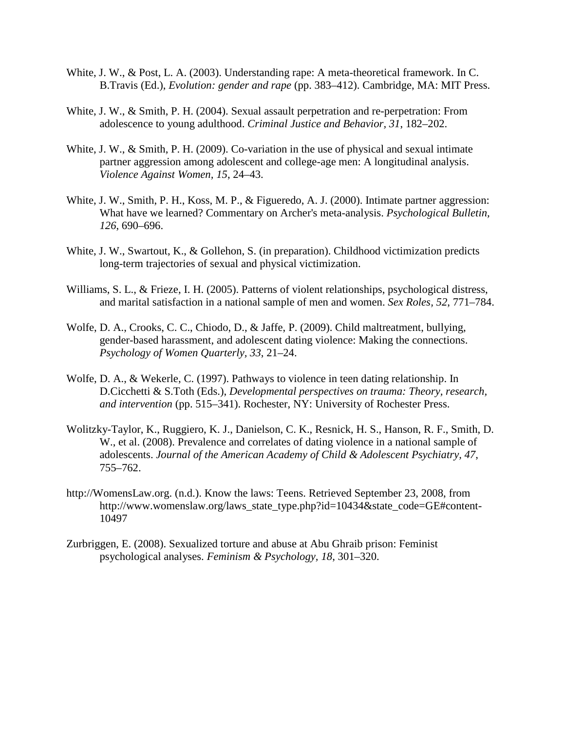White, J. W., & Post, L. A. (2003). Understanding rape: A meta-theoretical framework. In C. B.Travis (Ed.), *Evolution: gender and rape* (pp. 383–412). Cambridge, MA: MIT Press.

White, J. W., & Smith, P. H. (2004). Sexual assault perpetration and re-perpetration: From adolescence to young adulthood. *Criminal Justice and Behavior, 31*, 182–202.

White, J. W., & Smith, P. H. (2009). Co-variation in the use of physical and sexual intimate partner aggression among adolescent and college-age men: A longitudinal analysis. *Violence Against Women, 15*, 24–43.

White, J. W., Smith, P. H., Koss, M. P., & Figueredo, A. J. (2000). Intimate partner aggression: What have we learned? Commentary on Archer's meta-analysis. *Psychological Bulletin, 126*, 690–696.

White, J. W., Swartout, K., & Gollehon, S. (in preparation). Childhood victimization predicts long-term trajectories of sexual and physical victimization.

Williams, S. L., & Frieze, I. H. (2005). Patterns of violent relationships, psychological distress, and marital satisfaction in a national sample of men and women. *Sex Roles, 52*, 771–784.

Wolfe, D. A., Crooks, C. C., Chiodo, D., & Jaffe, P. (2009). Child maltreatment, bullying, gender-based harassment, and adolescent dating violence: Making the connections. *Psychology of Women Quarterly, 33*, 21–24.

Wolfe, D. A., & Wekerle, C. (1997). Pathways to violence in teen dating relationship. In D.Cicchetti & S.Toth (Eds.), *Developmental perspectives on trauma: Theory, research, and intervention* (pp. 515–341). Rochester, NY: University of Rochester Press.

Wolitzky-Taylor, K., Ruggiero, K. J., Danielson, C. K., Resnick, H. S., Hanson, R. F., Smith, D. W., et al. (2008). Prevalence and correlates of dating violence in a national sample of adolescents. *Journal of the American Academy of Child & Adolescent Psychiatry, 47*, 755–762.

http://WomensLaw.org. (n.d.). Know the laws: Teens. Retrieved September 23, 2008, from http://www.womenslaw.org/laws_state_type.php?id=10434&state_code=GE#content-10497

Zurbriggen, E. (2008). Sexualized torture and abuse at Abu Ghraib prison: Feminist psychological analyses. *Feminism & Psychology, 18*, 301–320.